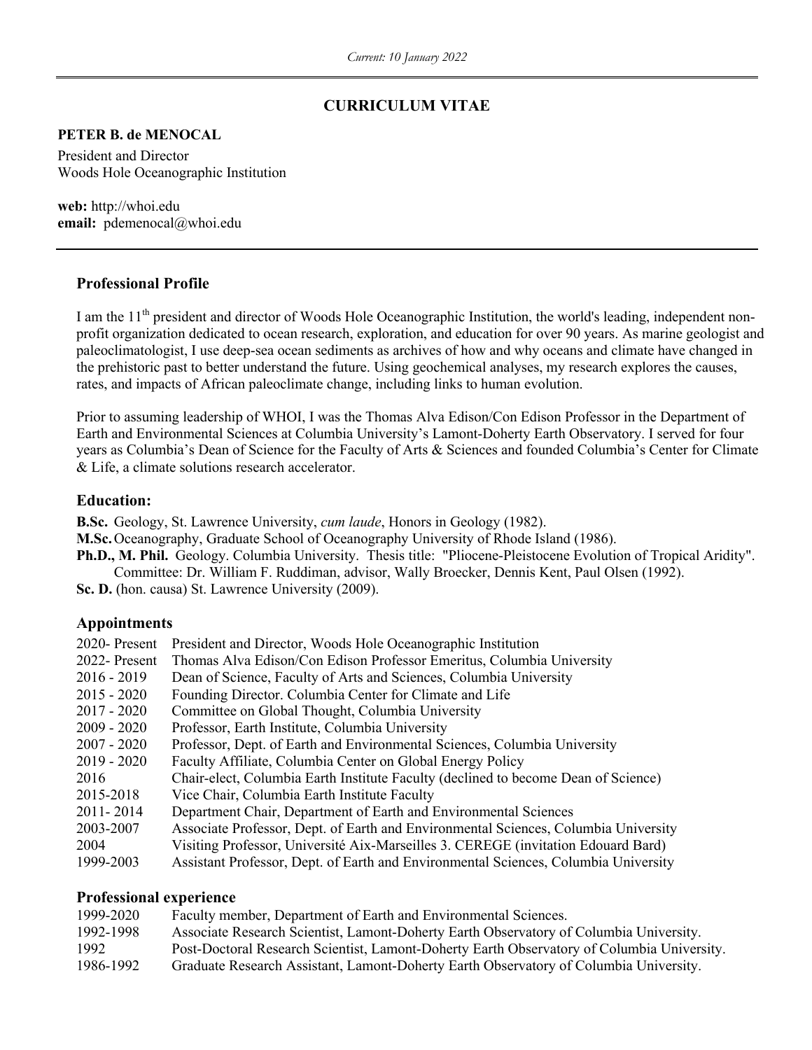*Current: 10 January 2022*

# CURRICULUM VITAE

**PETER B. de MENOCAL**

President and Director
Woods Hole Oceanographic Institution

**web:** http://whoi.edu
**email:** pdemenocal@whoi.edu

## Professional Profile

I am the 11th president and director of Woods Hole Oceanographic Institution, the world's leading, independent non-profit organization dedicated to ocean research, exploration, and education for over 90 years. As marine geologist and paleoclimatologist, I use deep-sea ocean sediments as archives of how and why oceans and climate have changed in the prehistoric past to better understand the future. Using geochemical analyses, my research explores the causes, rates, and impacts of African paleoclimate change, including links to human evolution.

Prior to assuming leadership of WHOI, I was the Thomas Alva Edison/Con Edison Professor in the Department of Earth and Environmental Sciences at Columbia University's Lamont-Doherty Earth Observatory. I served for four years as Columbia's Dean of Science for the Faculty of Arts & Sciences and founded Columbia's Center for Climate & Life, a climate solutions research accelerator.

## Education:

**B.Sc.** Geology, St. Lawrence University, *cum laude*, Honors in Geology (1982).
**M.Sc.** Oceanography, Graduate School of Oceanography University of Rhode Island (1986).
**Ph.D., M. Phil.** Geology. Columbia University. Thesis title: "Pliocene-Pleistocene Evolution of Tropical Aridity". Committee: Dr. William F. Ruddiman, advisor, Wally Broecker, Dennis Kent, Paul Olsen (1992).
**Sc. D.** (hon. causa) St. Lawrence University (2009).

## Appointments

| | |
|---|---|
| 2020- Present | President and Director, Woods Hole Oceanographic Institution |
| 2022- Present | Thomas Alva Edison/Con Edison Professor Emeritus, Columbia University |
| 2016 - 2019 | Dean of Science, Faculty of Arts and Sciences, Columbia University |
| 2015 - 2020 | Founding Director. Columbia Center for Climate and Life |
| 2017 - 2020 | Committee on Global Thought, Columbia University |
| 2009 - 2020 | Professor, Earth Institute, Columbia University |
| 2007 - 2020 | Professor, Dept. of Earth and Environmental Sciences, Columbia University |
| 2019 - 2020 | Faculty Affiliate, Columbia Center on Global Energy Policy |
| 2016 | Chair-elect, Columbia Earth Institute Faculty (declined to become Dean of Science) |
| 2015-2018 | Vice Chair, Columbia Earth Institute Faculty |
| 2011- 2014 | Department Chair, Department of Earth and Environmental Sciences |
| 2003-2007 | Associate Professor, Dept. of Earth and Environmental Sciences, Columbia University |
| 2004 | Visiting Professor, Université Aix-Marseilles 3. CEREGE (invitation Edouard Bard) |
| 1999-2003 | Assistant Professor, Dept. of Earth and Environmental Sciences, Columbia University |

## Professional experience

| | |
|---|---|
| 1999-2020 | Faculty member, Department of Earth and Environmental Sciences. |
| 1992-1998 | Associate Research Scientist, Lamont-Doherty Earth Observatory of Columbia University. |
| 1992 | Post-Doctoral Research Scientist, Lamont-Doherty Earth Observatory of Columbia University. |
| 1986-1992 | Graduate Research Assistant, Lamont-Doherty Earth Observatory of Columbia University. |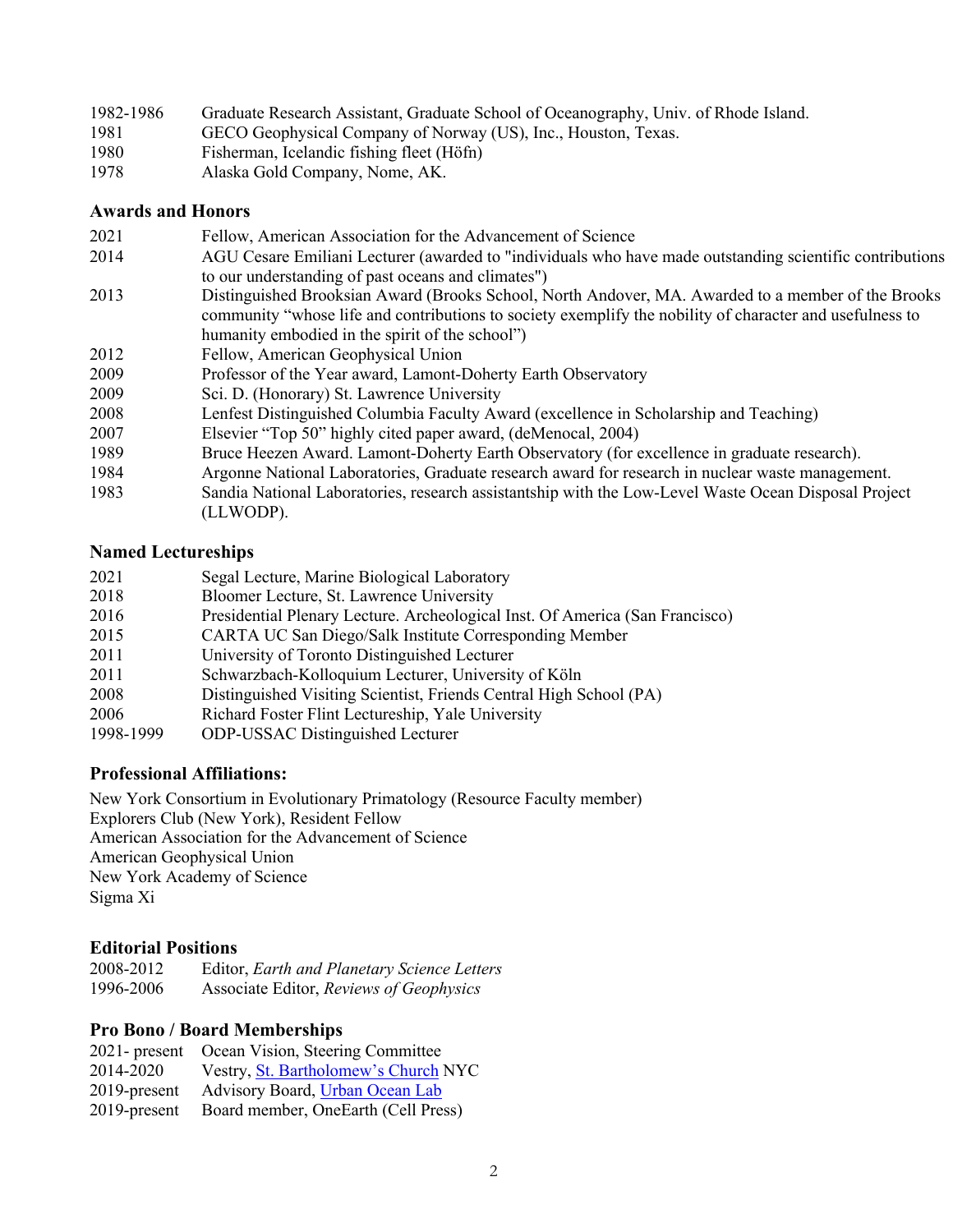1982-1986 Graduate Research Assistant, Graduate School of Oceanography, Univ. of Rhode Island.
1981 GECO Geophysical Company of Norway (US), Inc., Houston, Texas.
1980 Fisherman, Icelandic fishing fleet (Höfn)
1978 Alaska Gold Company, Nome, AK.

### Awards and Honors

2021 Fellow, American Association for the Advancement of Science
2014 AGU Cesare Emiliani Lecturer (awarded to "individuals who have made outstanding scientific contributions to our understanding of past oceans and climates")
2013 Distinguished Brooksian Award (Brooks School, North Andover, MA. Awarded to a member of the Brooks community "whose life and contributions to society exemplify the nobility of character and usefulness to humanity embodied in the spirit of the school")
2012 Fellow, American Geophysical Union
2009 Professor of the Year award, Lamont-Doherty Earth Observatory
2009 Sci. D. (Honorary) St. Lawrence University
2008 Lenfest Distinguished Columbia Faculty Award (excellence in Scholarship and Teaching)
2007 Elsevier "Top 50" highly cited paper award, (deMenocal, 2004)
1989 Bruce Heezen Award. Lamont-Doherty Earth Observatory (for excellence in graduate research).
1984 Argonne National Laboratories, Graduate research award for research in nuclear waste management.
1983 Sandia National Laboratories, research assistantship with the Low-Level Waste Ocean Disposal Project (LLWODP).

### Named Lectureships

2021 Segal Lecture, Marine Biological Laboratory
2018 Bloomer Lecture, St. Lawrence University
2016 Presidential Plenary Lecture. Archeological Inst. Of America (San Francisco)
2015 CARTA UC San Diego/Salk Institute Corresponding Member
2011 University of Toronto Distinguished Lecturer
2011 Schwarzbach-Kolloquium Lecturer, University of Köln
2008 Distinguished Visiting Scientist, Friends Central High School (PA)
2006 Richard Foster Flint Lectureship, Yale University
1998-1999 ODP-USSAC Distinguished Lecturer

### Professional Affiliations:

New York Consortium in Evolutionary Primatology (Resource Faculty member)
Explorers Club (New York), Resident Fellow
American Association for the Advancement of Science
American Geophysical Union
New York Academy of Science
Sigma Xi

### Editorial Positions

2008-2012 Editor, *Earth and Planetary Science Letters*
1996-2006 Associate Editor, *Reviews of Geophysics*

### Pro Bono / Board Memberships

2021- present Ocean Vision, Steering Committee
2014-2020 Vestry, St. Bartholomew's Church NYC
2019-present Advisory Board, Urban Ocean Lab
2019-present Board member, OneEarth (Cell Press)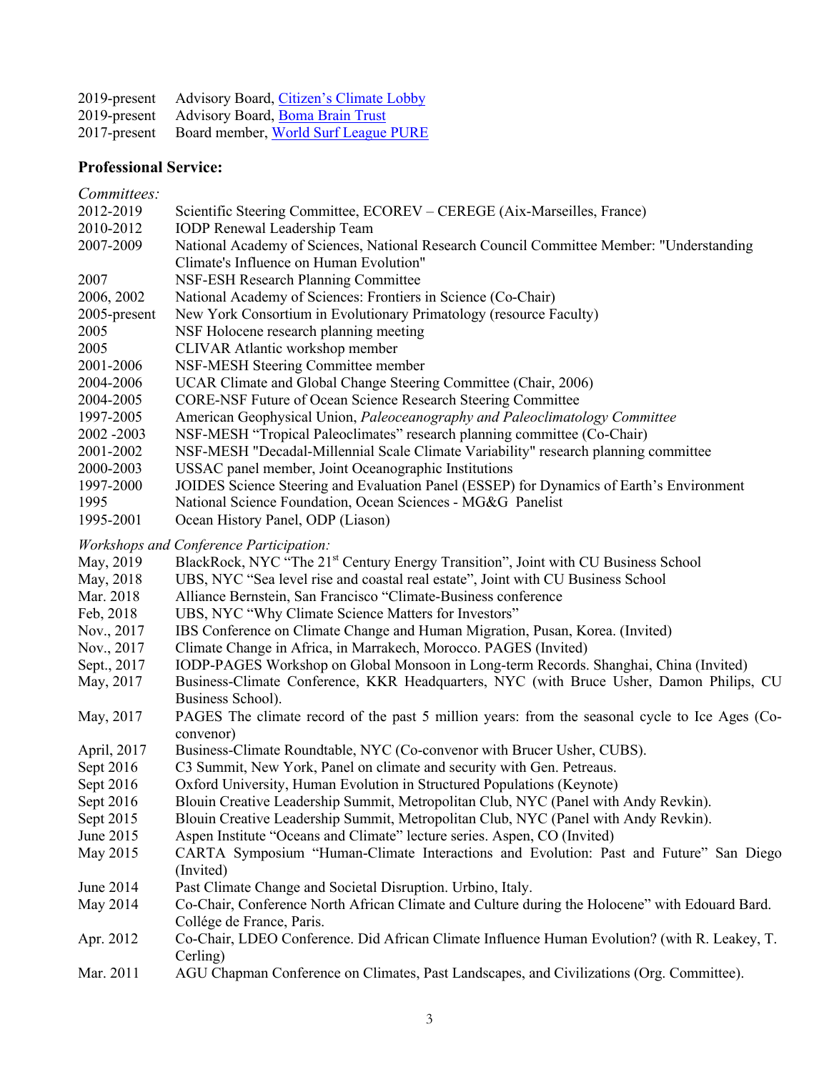2019-present Advisory Board, [Citizen's Climate Lobby]
2019-present Advisory Board, [Boma Brain Trust]
2017-present Board member, [World Surf League PURE]

## Professional Service:

*Committees:*

| | |
|---|---|
| 2012-2019 | Scientific Steering Committee, ECOREV – CEREGE (Aix-Marseilles, France) |
| 2010-2012 | IODP Renewal Leadership Team |
| 2007-2009 | National Academy of Sciences, National Research Council Committee Member: "Understanding Climate's Influence on Human Evolution" |
| 2007 | NSF-ESH Research Planning Committee |
| 2006, 2002 | National Academy of Sciences: Frontiers in Science (Co-Chair) |
| 2005-present | New York Consortium in Evolutionary Primatology (resource Faculty) |
| 2005 | NSF Holocene research planning meeting |
| 2005 | CLIVAR Atlantic workshop member |
| 2001-2006 | NSF-MESH Steering Committee member |
| 2004-2006 | UCAR Climate and Global Change Steering Committee (Chair, 2006) |
| 2004-2005 | CORE-NSF Future of Ocean Science Research Steering Committee |
| 1997-2005 | American Geophysical Union, *Paleoceanography and Paleoclimatology Committee* |
| 2002 -2003 | NSF-MESH "Tropical Paleoclimates" research planning committee (Co-Chair) |
| 2001-2002 | NSF-MESH "Decadal-Millennial Scale Climate Variability" research planning committee |
| 2000-2003 | USSAC panel member, Joint Oceanographic Institutions |
| 1997-2000 | JOIDES Science Steering and Evaluation Panel (ESSEP) for Dynamics of Earth's Environment |
| 1995 | National Science Foundation, Ocean Sciences - MG&G Panelist |
| 1995-2001 | Ocean History Panel, ODP (Liason) |

*Workshops and Conference Participation:*

| | |
|---|---|
| May, 2019 | BlackRock, NYC "The 21st Century Energy Transition", Joint with CU Business School |
| May, 2018 | UBS, NYC "Sea level rise and coastal real estate", Joint with CU Business School |
| Mar. 2018 | Alliance Bernstein, San Francisco "Climate-Business conference |
| Feb, 2018 | UBS, NYC "Why Climate Science Matters for Investors" |
| Nov., 2017 | IBS Conference on Climate Change and Human Migration, Pusan, Korea. (Invited) |
| Nov., 2017 | Climate Change in Africa, in Marrakech, Morocco. PAGES (Invited) |
| Sept., 2017 | IODP-PAGES Workshop on Global Monsoon in Long-term Records. Shanghai, China (Invited) |
| May, 2017 | Business-Climate Conference, KKR Headquarters, NYC (with Bruce Usher, Damon Philips, CU Business School). |
| May, 2017 | PAGES The climate record of the past 5 million years: from the seasonal cycle to Ice Ages (Co-convenor) |
| April, 2017 | Business-Climate Roundtable, NYC (Co-convenor with Brucer Usher, CUBS). |
| Sept 2016 | C3 Summit, New York, Panel on climate and security with Gen. Petreaus. |
| Sept 2016 | Oxford University, Human Evolution in Structured Populations (Keynote) |
| Sept 2016 | Blouin Creative Leadership Summit, Metropolitan Club, NYC (Panel with Andy Revkin). |
| Sept 2015 | Blouin Creative Leadership Summit, Metropolitan Club, NYC (Panel with Andy Revkin). |
| June 2015 | Aspen Institute "Oceans and Climate" lecture series. Aspen, CO (Invited) |
| May 2015 | CARTA Symposium "Human-Climate Interactions and Evolution: Past and Future" San Diego (Invited) |
| June 2014 | Past Climate Change and Societal Disruption. Urbino, Italy. |
| May 2014 | Co-Chair, Conference North African Climate and Culture during the Holocene" with Edouard Bard. Collége de France, Paris. |
| Apr. 2012 | Co-Chair, LDEO Conference. Did African Climate Influence Human Evolution? (with R. Leakey, T. Cerling) |
| Mar. 2011 | AGU Chapman Conference on Climates, Past Landscapes, and Civilizations (Org. Committee). |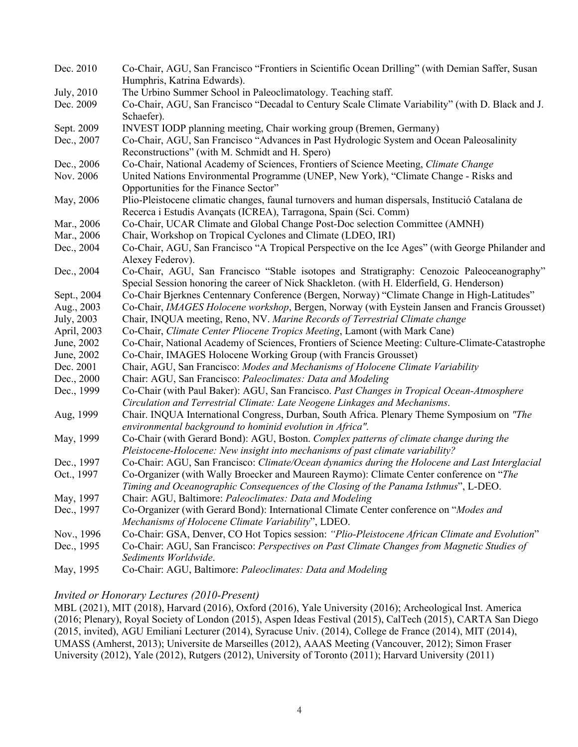Dec. 2010 Co-Chair, AGU, San Francisco "Frontiers in Scientific Ocean Drilling" (with Demian Saffer, Susan Humphris, Katrina Edwards).

July, 2010 The Urbino Summer School in Paleoclimatology. Teaching staff.

Dec. 2009 Co-Chair, AGU, San Francisco "Decadal to Century Scale Climate Variability" (with D. Black and J. Schaefer).

Sept. 2009 INVEST IODP planning meeting, Chair working group (Bremen, Germany)

Dec., 2007 Co-Chair, AGU, San Francisco "Advances in Past Hydrologic System and Ocean Paleosalinity Reconstructions" (with M. Schmidt and H. Spero)

Dec., 2006 Co-Chair, National Academy of Sciences, Frontiers of Science Meeting, *Climate Change*

Nov. 2006 United Nations Environmental Programme (UNEP, New York), "Climate Change - Risks and Opportunities for the Finance Sector"

May, 2006 Plio-Pleistocene climatic changes, faunal turnovers and human dispersals, Institució Catalana de Recerca i Estudis Avançats (ICREA), Tarragona, Spain (Sci. Comm)

Mar., 2006 Co-Chair, UCAR Climate and Global Change Post-Doc selection Committee (AMNH)

Mar., 2006 Chair, Workshop on Tropical Cyclones and Climate (LDEO, IRI)

Dec., 2004 Co-Chair, AGU, San Francisco "A Tropical Perspective on the Ice Ages" (with George Philander and Alexey Federov).

Dec., 2004 Co-Chair, AGU, San Francisco "Stable isotopes and Stratigraphy: Cenozoic Paleoceanography" Special Session honoring the career of Nick Shackleton. (with H. Elderfield, G. Henderson)

Sept., 2004 Co-Chair Bjerknes Centennary Conference (Bergen, Norway) "Climate Change in High-Latitudes"

Aug., 2003 Co-Chair, *IMAGES Holocene workshop*, Bergen, Norway (with Eystein Jansen and Francis Grousset)

July, 2003 Chair, INQUA meeting, Reno, NV. *Marine Records of Terrestrial Climate change*

April, 2003 Co-Chair, *Climate Center Pliocene Tropics Meeting*, Lamont (with Mark Cane)

June, 2002 Co-Chair, National Academy of Sciences, Frontiers of Science Meeting: Culture-Climate-Catastrophe

June, 2002 Co-Chair, IMAGES Holocene Working Group (with Francis Grousset)

Dec. 2001 Chair, AGU, San Francisco: *Modes and Mechanisms of Holocene Climate Variability*

Dec., 2000 Chair: AGU, San Francisco: *Paleoclimates: Data and Modeling*

Dec., 1999 Co-Chair (with Paul Baker): AGU, San Francisco. *Past Changes in Tropical Ocean-Atmosphere Circulation and Terrestrial Climate: Late Neogene Linkages and Mechanisms*.

Aug, 1999 Chair. INQUA International Congress, Durban, South Africa. Plenary Theme Symposium on *"The environmental background to hominid evolution in Africa".*

May, 1999 Co-Chair (with Gerard Bond): AGU, Boston. *Complex patterns of climate change during the Pleistocene-Holocene: New insight into mechanisms of past climate variability?*

Dec., 1997 Co-Chair: AGU, San Francisco: *Climate/Ocean dynamics during the Holocene and Last Interglacial*

Oct., 1997 Co-Organizer (with Wally Broecker and Maureen Raymo): Climate Center conference on "*The Timing and Oceanographic Consequences of the Closing of the Panama Isthmus*", L-DEO.

May, 1997 Chair: AGU, Baltimore: *Paleoclimates: Data and Modeling*

Dec., 1997 Co-Organizer (with Gerard Bond): International Climate Center conference on "*Modes and Mechanisms of Holocene Climate Variability*", LDEO.

Nov., 1996 Co-Chair: GSA, Denver, CO Hot Topics session: *"Plio-Pleistocene African Climate and Evolution*"

Dec., 1995 Co-Chair: AGU, San Francisco: *Perspectives on Past Climate Changes from Magnetic Studies of Sediments Worldwide*.

May, 1995 Co-Chair: AGU, Baltimore: *Paleoclimates: Data and Modeling*

### *Invited or Honorary Lectures (2010-Present)*

MBL (2021), MIT (2018), Harvard (2016), Oxford (2016), Yale University (2016); Archeological Inst. America (2016; Plenary), Royal Society of London (2015), Aspen Ideas Festival (2015), CalTech (2015), CARTA San Diego (2015, invited), AGU Emiliani Lecturer (2014), Syracuse Univ. (2014), College de France (2014), MIT (2014), UMASS (Amherst, 2013); Universite de Marseilles (2012), AAAS Meeting (Vancouver, 2012); Simon Fraser University (2012), Yale (2012), Rutgers (2012), University of Toronto (2011); Harvard University (2011)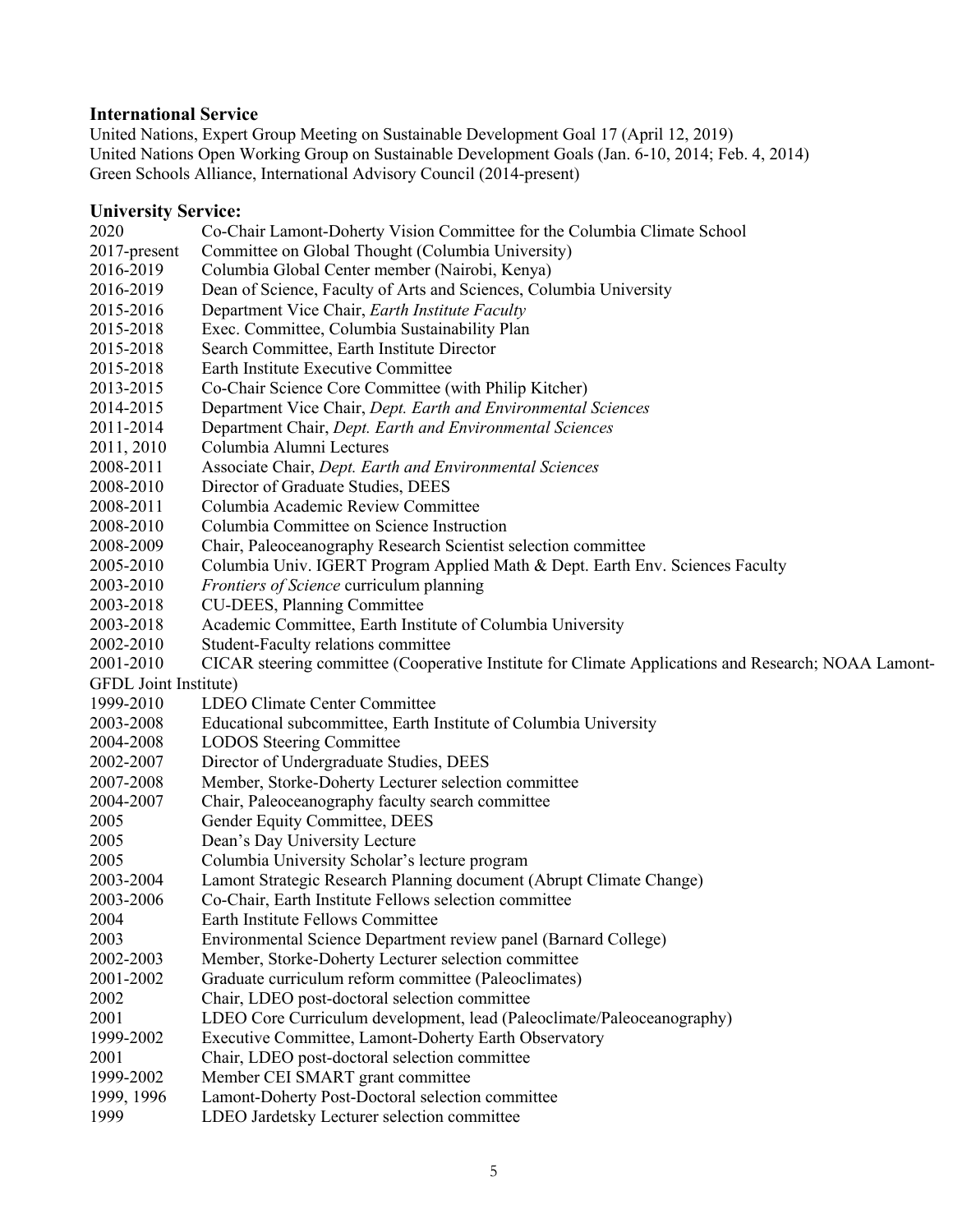## International Service

United Nations, Expert Group Meeting on Sustainable Development Goal 17 (April 12, 2019)
United Nations Open Working Group on Sustainable Development Goals (Jan. 6-10, 2014; Feb. 4, 2014)
Green Schools Alliance, International Advisory Council (2014-present)

## University Service:

2020 Co-Chair Lamont-Doherty Vision Committee for the Columbia Climate School
2017-present Committee on Global Thought (Columbia University)
2016-2019 Columbia Global Center member (Nairobi, Kenya)
2016-2019 Dean of Science, Faculty of Arts and Sciences, Columbia University
2015-2016 Department Vice Chair, *Earth Institute Faculty*
2015-2018 Exec. Committee, Columbia Sustainability Plan
2015-2018 Search Committee, Earth Institute Director
2015-2018 Earth Institute Executive Committee
2013-2015 Co-Chair Science Core Committee (with Philip Kitcher)
2014-2015 Department Vice Chair, *Dept. Earth and Environmental Sciences*
2011-2014 Department Chair, *Dept. Earth and Environmental Sciences*
2011, 2010 Columbia Alumni Lectures
2008-2011 Associate Chair, *Dept. Earth and Environmental Sciences*
2008-2010 Director of Graduate Studies, DEES
2008-2011 Columbia Academic Review Committee
2008-2010 Columbia Committee on Science Instruction
2008-2009 Chair, Paleoceanography Research Scientist selection committee
2005-2010 Columbia Univ. IGERT Program Applied Math & Dept. Earth Env. Sciences Faculty
2003-2010 *Frontiers of Science* curriculum planning
2003-2018 CU-DEES, Planning Committee
2003-2018 Academic Committee, Earth Institute of Columbia University
2002-2010 Student-Faculty relations committee
2001-2010 CICAR steering committee (Cooperative Institute for Climate Applications and Research; NOAA Lamont-GFDL Joint Institute)
1999-2010 LDEO Climate Center Committee
2003-2008 Educational subcommittee, Earth Institute of Columbia University
2004-2008 LODOS Steering Committee
2002-2007 Director of Undergraduate Studies, DEES
2007-2008 Member, Storke-Doherty Lecturer selection committee
2004-2007 Chair, Paleoceanography faculty search committee
2005 Gender Equity Committee, DEES
2005 Dean's Day University Lecture
2005 Columbia University Scholar's lecture program
2003-2004 Lamont Strategic Research Planning document (Abrupt Climate Change)
2003-2006 Co-Chair, Earth Institute Fellows selection committee
2004 Earth Institute Fellows Committee
2003 Environmental Science Department review panel (Barnard College)
2002-2003 Member, Storke-Doherty Lecturer selection committee
2001-2002 Graduate curriculum reform committee (Paleoclimates)
2002 Chair, LDEO post-doctoral selection committee
2001 LDEO Core Curriculum development, lead (Paleoclimate/Paleoceanography)
1999-2002 Executive Committee, Lamont-Doherty Earth Observatory
2001 Chair, LDEO post-doctoral selection committee
1999-2002 Member CEI SMART grant committee
1999, 1996 Lamont-Doherty Post-Doctoral selection committee
1999 LDEO Jardetsky Lecturer selection committee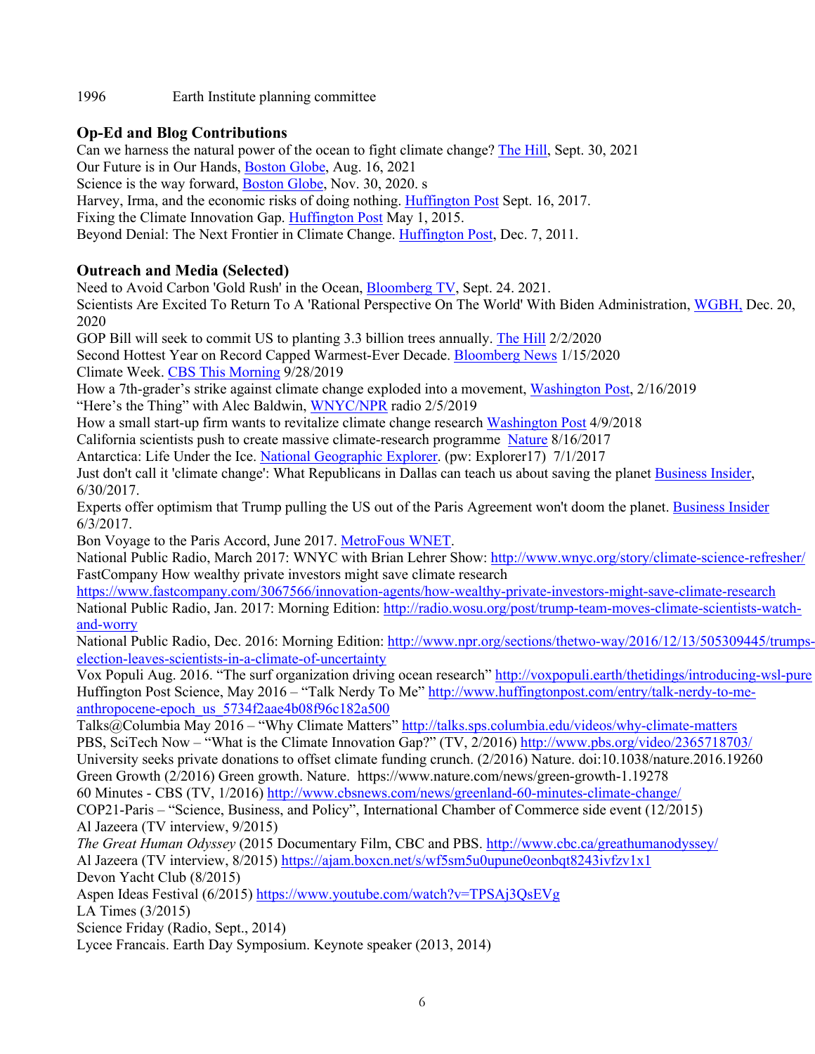1996 Earth Institute planning committee

## Op-Ed and Blog Contributions

Can we harness the natural power of the ocean to fight climate change? The Hill, Sept. 30, 2021
Our Future is in Our Hands, Boston Globe, Aug. 16, 2021
Science is the way forward, Boston Globe, Nov. 30, 2020. s
Harvey, Irma, and the economic risks of doing nothing. Huffington Post Sept. 16, 2017.
Fixing the Climate Innovation Gap. Huffington Post May 1, 2015.
Beyond Denial: The Next Frontier in Climate Change. Huffington Post, Dec. 7, 2011.

## Outreach and Media (Selected)

Need to Avoid Carbon 'Gold Rush' in the Ocean, Bloomberg TV, Sept. 24. 2021.
Scientists Are Excited To Return To A 'Rational Perspective On The World' With Biden Administration, WGBH, Dec. 20, 2020
GOP Bill will seek to commit US to planting 3.3 billion trees annually. The Hill 2/2/2020
Second Hottest Year on Record Capped Warmest-Ever Decade. Bloomberg News 1/15/2020
Climate Week. CBS This Morning 9/28/2019
How a 7th-grader's strike against climate change exploded into a movement, Washington Post, 2/16/2019
"Here's the Thing" with Alec Baldwin, WNYC/NPR radio 2/5/2019
How a small start-up firm wants to revitalize climate change research Washington Post 4/9/2018
California scientists push to create massive climate-research programme Nature 8/16/2017
Antarctica: Life Under the Ice. National Geographic Explorer. (pw: Explorer17) 7/1/2017
Just don't call it 'climate change': What Republicans in Dallas can teach us about saving the planet Business Insider, 6/30/2017.
Experts offer optimism that Trump pulling the US out of the Paris Agreement won't doom the planet. Business Insider 6/3/2017.
Bon Voyage to the Paris Accord, June 2017. MetroFous WNET.
National Public Radio, March 2017: WNYC with Brian Lehrer Show: http://www.wnyc.org/story/climate-science-refresher/
FastCompany How wealthy private investors might save climate research https://www.fastcompany.com/3067566/innovation-agents/how-wealthy-private-investors-might-save-climate-research
National Public Radio, Jan. 2017: Morning Edition: http://radio.wosu.org/post/trump-team-moves-climate-scientists-watch-and-worry
National Public Radio, Dec. 2016: Morning Edition: http://www.npr.org/sections/thetwo-way/2016/12/13/505309445/trumps-election-leaves-scientists-in-a-climate-of-uncertainty
Vox Populi Aug. 2016. "The surf organization driving ocean research" http://voxpopuli.earth/thetidings/introducing-wsl-pure
Huffington Post Science, May 2016 – "Talk Nerdy To Me" http://www.huffingtonpost.com/entry/talk-nerdy-to-me-anthropocene-epoch_us_5734f2aae4b08f96c182a500
Talks@Columbia May 2016 – "Why Climate Matters" http://talks.sps.columbia.edu/videos/why-climate-matters
PBS, SciTech Now – "What is the Climate Innovation Gap?" (TV, 2/2016) http://www.pbs.org/video/2365718703/
University seeks private donations to offset climate funding crunch. (2/2016) Nature. doi:10.1038/nature.2016.19260
Green Growth (2/2016) Green growth. Nature. https://www.nature.com/news/green-growth-1.19278
60 Minutes - CBS (TV, 1/2016) http://www.cbsnews.com/news/greenland-60-minutes-climate-change/
COP21-Paris – "Science, Business, and Policy", International Chamber of Commerce side event (12/2015)
Al Jazeera (TV interview, 9/2015)
*The Great Human Odyssey* (2015 Documentary Film, CBC and PBS. http://www.cbc.ca/greathumanodyssey/
Al Jazeera (TV interview, 8/2015) https://ajam.boxcn.net/s/wf5sm5u0upune0eonbqt8243ivfzv1x1
Devon Yacht Club (8/2015)
Aspen Ideas Festival (6/2015) https://www.youtube.com/watch?v=TPSAj3QsEVg
LA Times (3/2015)
Science Friday (Radio, Sept., 2014)
Lycee Francais. Earth Day Symposium. Keynote speaker (2013, 2014)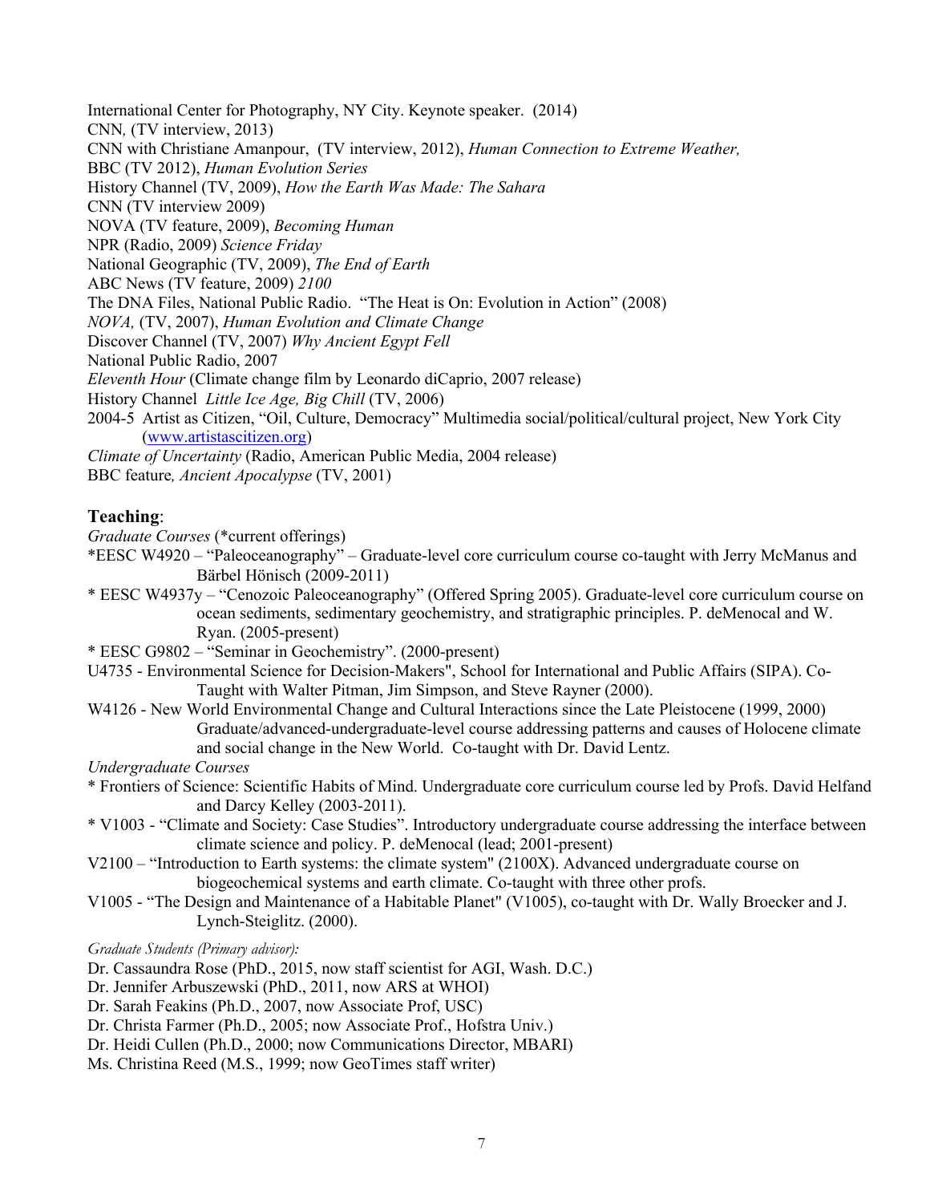International Center for Photography, NY City. Keynote speaker. (2014)
CNN*,* (TV interview, 2013)
CNN with Christiane Amanpour, (TV interview, 2012), *Human Connection to Extreme Weather,*
BBC (TV 2012), *Human Evolution Series*
History Channel (TV, 2009), *How the Earth Was Made: The Sahara*
CNN (TV interview 2009)
NOVA (TV feature, 2009), *Becoming Human*
NPR (Radio, 2009) *Science Friday*
National Geographic (TV, 2009), *The End of Earth*
ABC News (TV feature, 2009) *2100*
The DNA Files, National Public Radio. "The Heat is On: Evolution in Action" (2008)
*NOVA,* (TV, 2007), *Human Evolution and Climate Change*
Discover Channel (TV, 2007) *Why Ancient Egypt Fell*
National Public Radio, 2007
*Eleventh Hour* (Climate change film by Leonardo diCaprio, 2007 release)
History Channel *Little Ice Age, Big Chill* (TV, 2006)
2004-5 Artist as Citizen, "Oil, Culture, Democracy" Multimedia social/political/cultural project, New York City (www.artistascitizen.org)
*Climate of Uncertainty* (Radio, American Public Media, 2004 release)
BBC feature*, Ancient Apocalypse* (TV, 2001)

## Teaching:

*Graduate Courses* (*current offerings)

*EESC W4920 – "Paleoceanography" – Graduate-level core curriculum course co-taught with Jerry McManus and Bärbel Hönisch (2009-2011)

* EESC W4937y – "Cenozoic Paleoceanography" (Offered Spring 2005). Graduate-level core curriculum course on ocean sediments, sedimentary geochemistry, and stratigraphic principles. P. deMenocal and W. Ryan. (2005-present)

* EESC G9802 – "Seminar in Geochemistry". (2000-present)

U4735 - Environmental Science for Decision-Makers", School for International and Public Affairs (SIPA). Co-Taught with Walter Pitman, Jim Simpson, and Steve Rayner (2000).

W4126 - New World Environmental Change and Cultural Interactions since the Late Pleistocene (1999, 2000) Graduate/advanced-undergraduate-level course addressing patterns and causes of Holocene climate and social change in the New World. Co-taught with Dr. David Lentz.

*Undergraduate Courses*

* Frontiers of Science: Scientific Habits of Mind. Undergraduate core curriculum course led by Profs. David Helfand and Darcy Kelley (2003-2011).

* V1003 - "Climate and Society: Case Studies". Introductory undergraduate course addressing the interface between climate science and policy. P. deMenocal (lead; 2001-present)

V2100 – "Introduction to Earth systems: the climate system" (2100X). Advanced undergraduate course on biogeochemical systems and earth climate. Co-taught with three other profs.

V1005 - "The Design and Maintenance of a Habitable Planet" (V1005), co-taught with Dr. Wally Broecker and J. Lynch-Steiglitz. (2000).

*Graduate Students (Primary advisor):*

Dr. Cassaundra Rose (PhD., 2015, now staff scientist for AGI, Wash. D.C.)
Dr. Jennifer Arbuszewski (PhD., 2011, now ARS at WHOI)
Dr. Sarah Feakins (Ph.D., 2007, now Associate Prof, USC)
Dr. Christa Farmer (Ph.D., 2005; now Associate Prof., Hofstra Univ.)
Dr. Heidi Cullen (Ph.D., 2000; now Communications Director, MBARI)
Ms. Christina Reed (M.S., 1999; now GeoTimes staff writer)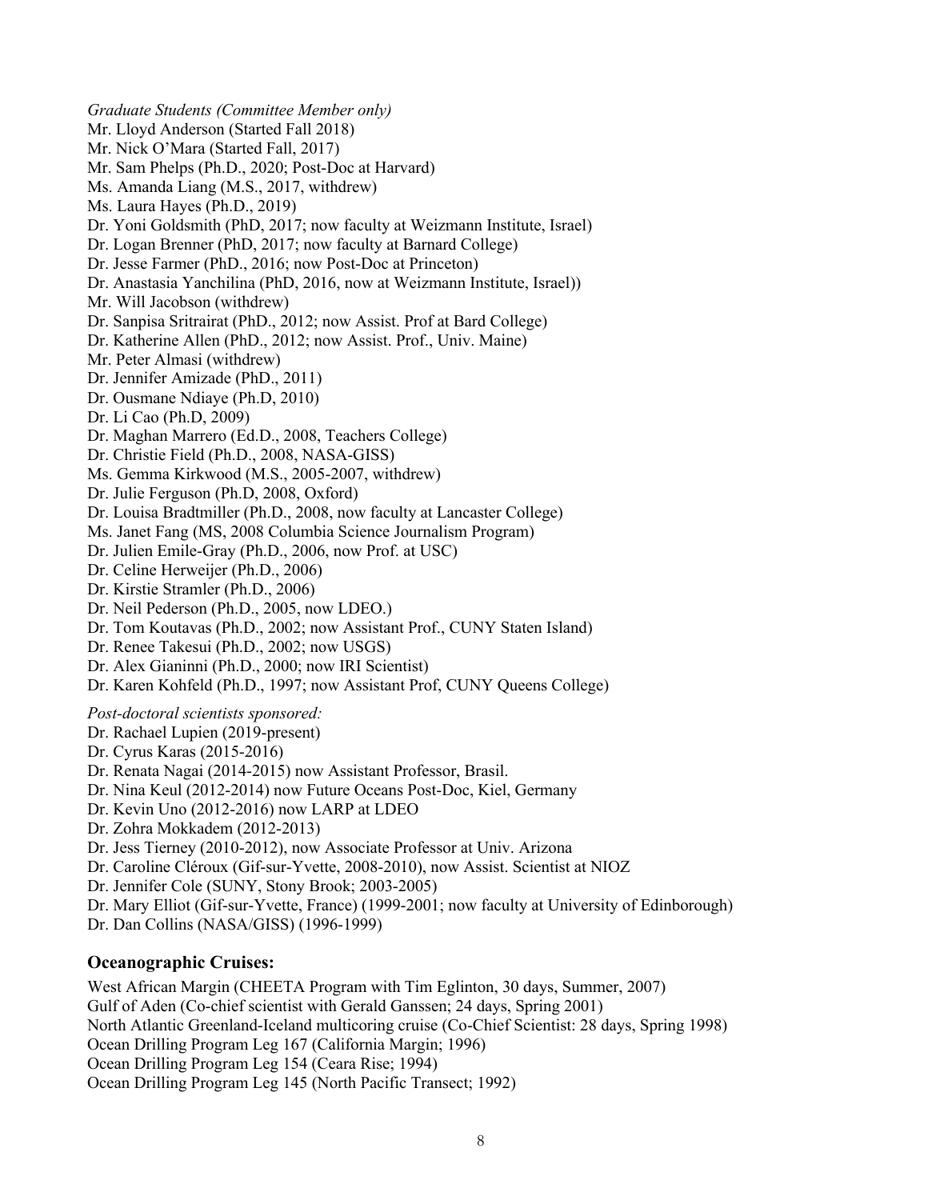*Graduate Students (Committee Member only)*

Mr. Lloyd Anderson (Started Fall 2018)
Mr. Nick O'Mara (Started Fall, 2017)
Mr. Sam Phelps (Ph.D., 2020; Post-Doc at Harvard)
Ms. Amanda Liang (M.S., 2017, withdrew)
Ms. Laura Hayes (Ph.D., 2019)
Dr. Yoni Goldsmith (PhD, 2017; now faculty at Weizmann Institute, Israel)
Dr. Logan Brenner (PhD, 2017; now faculty at Barnard College)
Dr. Jesse Farmer (PhD., 2016; now Post-Doc at Princeton)
Dr. Anastasia Yanchilina (PhD, 2016, now at Weizmann Institute, Israel))
Mr. Will Jacobson (withdrew)
Dr. Sanpisa Sritrairat (PhD., 2012; now Assist. Prof at Bard College)
Dr. Katherine Allen (PhD., 2012; now Assist. Prof., Univ. Maine)
Mr. Peter Almasi (withdrew)
Dr. Jennifer Amizade (PhD., 2011)
Dr. Ousmane Ndiaye (Ph.D, 2010)
Dr. Li Cao (Ph.D, 2009)
Dr. Maghan Marrero (Ed.D., 2008, Teachers College)
Dr. Christie Field (Ph.D., 2008, NASA-GISS)
Ms. Gemma Kirkwood (M.S., 2005-2007, withdrew)
Dr. Julie Ferguson (Ph.D, 2008, Oxford)
Dr. Louisa Bradtmiller (Ph.D., 2008, now faculty at Lancaster College)
Ms. Janet Fang (MS, 2008 Columbia Science Journalism Program)
Dr. Julien Emile-Gray (Ph.D., 2006, now Prof. at USC)
Dr. Celine Herweijer (Ph.D., 2006)
Dr. Kirstie Stramler (Ph.D., 2006)
Dr. Neil Pederson (Ph.D., 2005, now LDEO.)
Dr. Tom Koutavas (Ph.D., 2002; now Assistant Prof., CUNY Staten Island)
Dr. Renee Takesui (Ph.D., 2002; now USGS)
Dr. Alex Gianinni (Ph.D., 2000; now IRI Scientist)
Dr. Karen Kohfeld (Ph.D., 1997; now Assistant Prof, CUNY Queens College)

*Post-doctoral scientists sponsored:*

Dr. Rachael Lupien (2019-present)
Dr. Cyrus Karas (2015-2016)
Dr. Renata Nagai (2014-2015) now Assistant Professor, Brasil.
Dr. Nina Keul (2012-2014) now Future Oceans Post-Doc, Kiel, Germany
Dr. Kevin Uno (2012-2016) now LARP at LDEO
Dr. Zohra Mokkadem (2012-2013)
Dr. Jess Tierney (2010-2012), now Associate Professor at Univ. Arizona
Dr. Caroline Cléroux (Gif-sur-Yvette, 2008-2010), now Assist. Scientist at NIOZ
Dr. Jennifer Cole (SUNY, Stony Brook; 2003-2005)
Dr. Mary Elliot (Gif-sur-Yvette, France) (1999-2001; now faculty at University of Edinborough)
Dr. Dan Collins (NASA/GISS) (1996-1999)

## Oceanographic Cruises:

West African Margin (CHEETA Program with Tim Eglinton, 30 days, Summer, 2007)
Gulf of Aden (Co-chief scientist with Gerald Ganssen; 24 days, Spring 2001)
North Atlantic Greenland-Iceland multicoring cruise (Co-Chief Scientist: 28 days, Spring 1998)
Ocean Drilling Program Leg 167 (California Margin; 1996)
Ocean Drilling Program Leg 154 (Ceara Rise; 1994)
Ocean Drilling Program Leg 145 (North Pacific Transect; 1992)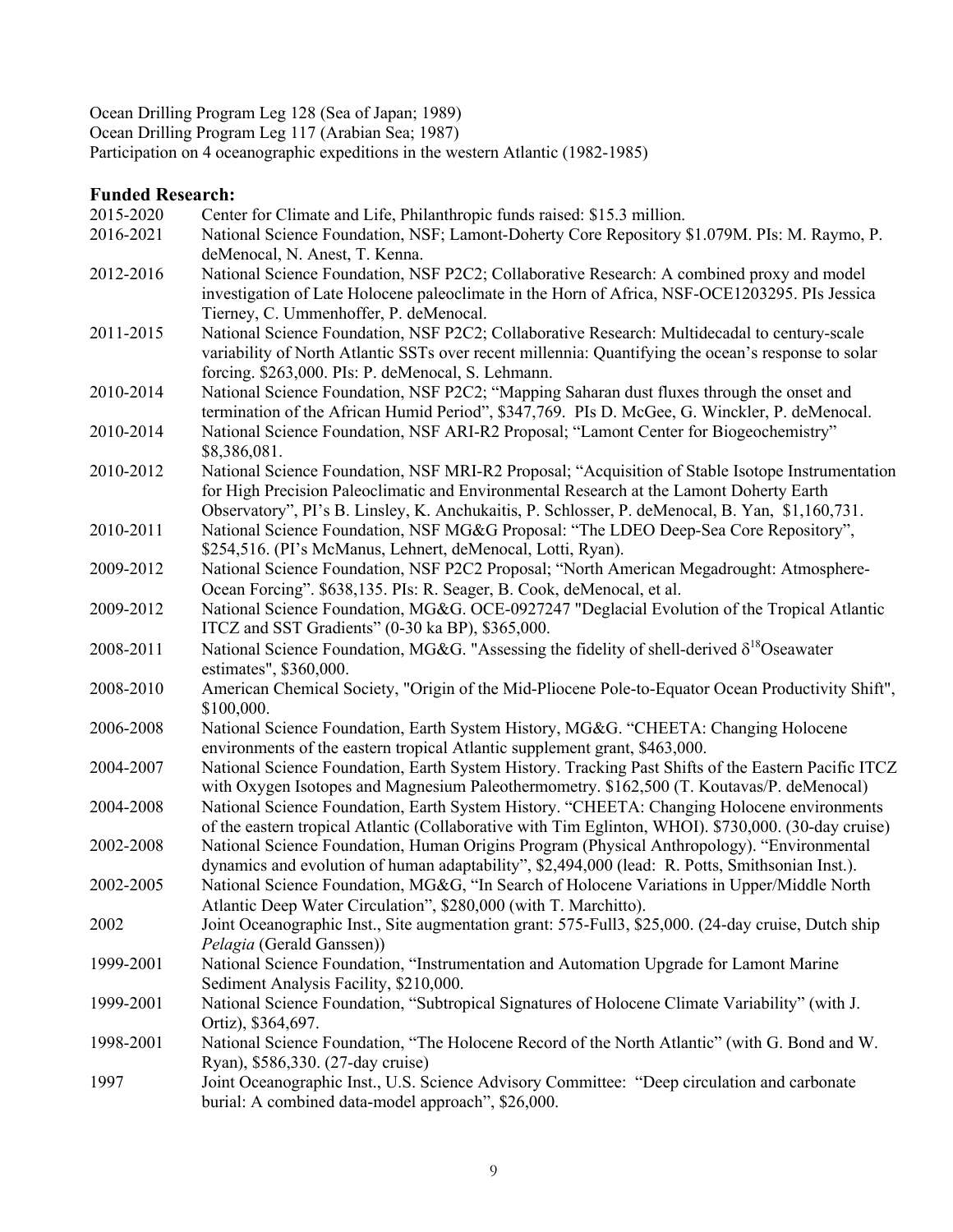Ocean Drilling Program Leg 128 (Sea of Japan; 1989)
Ocean Drilling Program Leg 117 (Arabian Sea; 1987)
Participation on 4 oceanographic expeditions in the western Atlantic (1982-1985)

## Funded Research:

2015-2020 Center for Climate and Life, Philanthropic funds raised: $15.3 million.

2016-2021 National Science Foundation, NSF; Lamont-Doherty Core Repository $1.079M. PIs: M. Raymo, P. deMenocal, N. Anest, T. Kenna.

2012-2016 National Science Foundation, NSF P2C2; Collaborative Research: A combined proxy and model investigation of Late Holocene paleoclimate in the Horn of Africa, NSF-OCE1203295. PIs Jessica Tierney, C. Ummenhoffer, P. deMenocal.

2011-2015 National Science Foundation, NSF P2C2; Collaborative Research: Multidecadal to century-scale variability of North Atlantic SSTs over recent millennia: Quantifying the ocean's response to solar forcing. $263,000. PIs: P. deMenocal, S. Lehmann.

2010-2014 National Science Foundation, NSF P2C2; "Mapping Saharan dust fluxes through the onset and termination of the African Humid Period", $347,769. PIs D. McGee, G. Winckler, P. deMenocal.

2010-2014 National Science Foundation, NSF ARI-R2 Proposal; "Lamont Center for Biogeochemistry" $8,386,081.

2010-2012 National Science Foundation, NSF MRI-R2 Proposal; "Acquisition of Stable Isotope Instrumentation for High Precision Paleoclimatic and Environmental Research at the Lamont Doherty Earth Observatory", PI's B. Linsley, K. Anchukaitis, P. Schlosser, P. deMenocal, B. Yan, $1,160,731.

2010-2011 National Science Foundation, NSF MG&G Proposal: "The LDEO Deep-Sea Core Repository", $254,516. (PI's McManus, Lehnert, deMenocal, Lotti, Ryan).

2009-2012 National Science Foundation, NSF P2C2 Proposal; "North American Megadrought: Atmosphere-Ocean Forcing". $638,135. PIs: R. Seager, B. Cook, deMenocal, et al.

2009-2012 National Science Foundation, MG&G. OCE-0927247 "Deglacial Evolution of the Tropical Atlantic ITCZ and SST Gradients" (0-30 ka BP), $365,000.

2008-2011 National Science Foundation, MG&G. "Assessing the fidelity of shell-derived $\delta^{18}$Oseawater estimates", $360,000.

2008-2010 American Chemical Society, "Origin of the Mid-Pliocene Pole-to-Equator Ocean Productivity Shift", $100,000.

2006-2008 National Science Foundation, Earth System History, MG&G. "CHEETA: Changing Holocene environments of the eastern tropical Atlantic supplement grant, $463,000.

2004-2007 National Science Foundation, Earth System History. Tracking Past Shifts of the Eastern Pacific ITCZ with Oxygen Isotopes and Magnesium Paleothermometry. $162,500 (T. Koutavas/P. deMenocal)

2004-2008 National Science Foundation, Earth System History. "CHEETA: Changing Holocene environments of the eastern tropical Atlantic (Collaborative with Tim Eglinton, WHOI). $730,000. (30-day cruise)

2002-2008 National Science Foundation, Human Origins Program (Physical Anthropology). "Environmental dynamics and evolution of human adaptability", $2,494,000 (lead: R. Potts, Smithsonian Inst.).

2002-2005 National Science Foundation, MG&G, "In Search of Holocene Variations in Upper/Middle North Atlantic Deep Water Circulation", $280,000 (with T. Marchitto).

2002 Joint Oceanographic Inst., Site augmentation grant: 575-Full3, $25,000. (24-day cruise, Dutch ship *Pelagia* (Gerald Ganssen))

1999-2001 National Science Foundation, "Instrumentation and Automation Upgrade for Lamont Marine Sediment Analysis Facility, $210,000.

1999-2001 National Science Foundation, "Subtropical Signatures of Holocene Climate Variability" (with J. Ortiz), $364,697.

1998-2001 National Science Foundation, "The Holocene Record of the North Atlantic" (with G. Bond and W. Ryan), $586,330. (27-day cruise)

1997 Joint Oceanographic Inst., U.S. Science Advisory Committee: "Deep circulation and carbonate burial: A combined data-model approach", $26,000.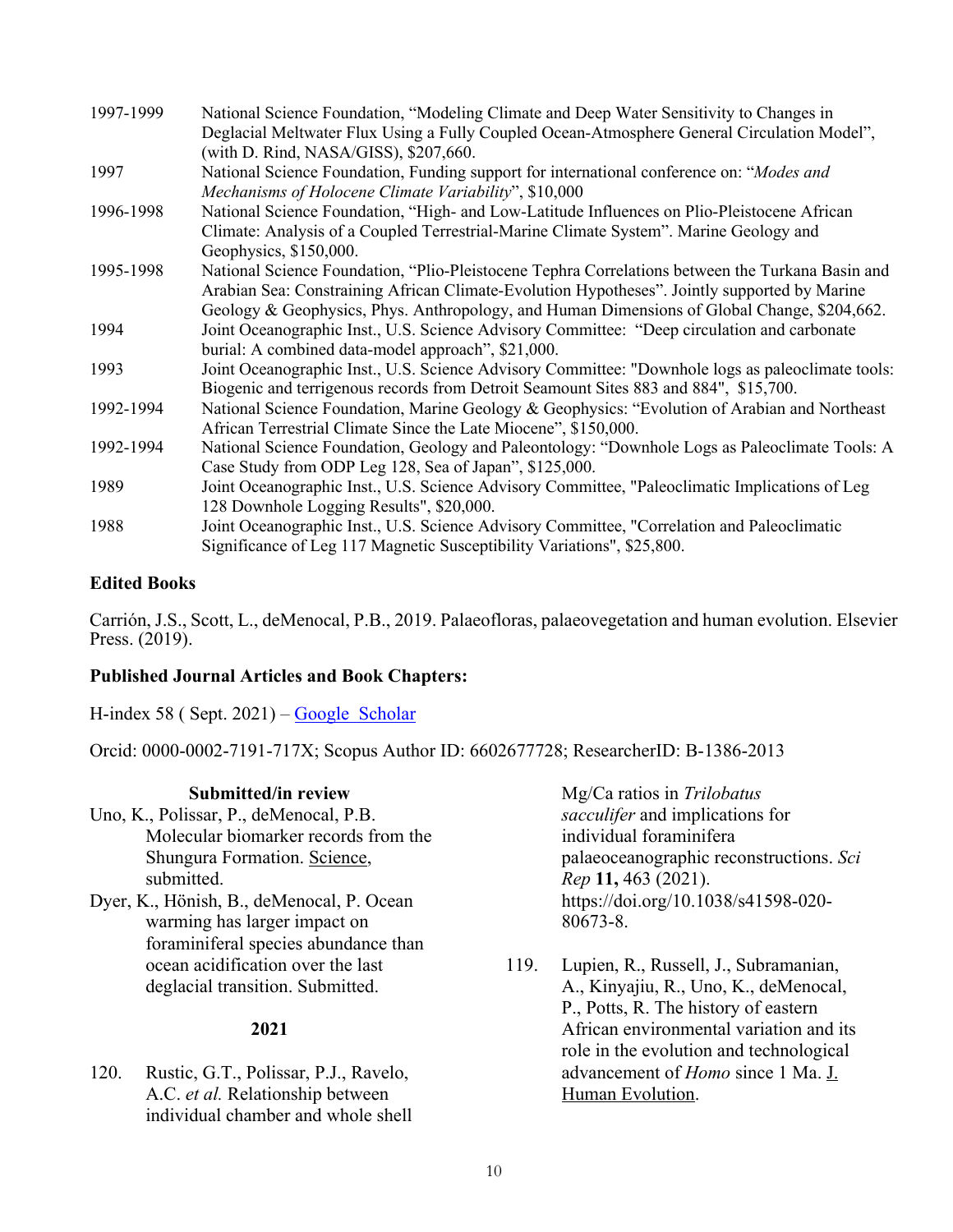1997-1999 National Science Foundation, "Modeling Climate and Deep Water Sensitivity to Changes in Deglacial Meltwater Flux Using a Fully Coupled Ocean-Atmosphere General Circulation Model", (with D. Rind, NASA/GISS), $207,660.

1997 National Science Foundation, Funding support for international conference on: "*Modes and Mechanisms of Holocene Climate Variability*", $10,000

1996-1998 National Science Foundation, "High- and Low-Latitude Influences on Plio-Pleistocene African Climate: Analysis of a Coupled Terrestrial-Marine Climate System". Marine Geology and Geophysics, $150,000.

1995-1998 National Science Foundation, "Plio-Pleistocene Tephra Correlations between the Turkana Basin and Arabian Sea: Constraining African Climate-Evolution Hypotheses". Jointly supported by Marine Geology & Geophysics, Phys. Anthropology, and Human Dimensions of Global Change, $204,662.

1994 Joint Oceanographic Inst., U.S. Science Advisory Committee: "Deep circulation and carbonate burial: A combined data-model approach", $21,000.

1993 Joint Oceanographic Inst., U.S. Science Advisory Committee: "Downhole logs as paleoclimate tools: Biogenic and terrigenous records from Detroit Seamount Sites 883 and 884", $15,700.

1992-1994 National Science Foundation, Marine Geology & Geophysics: "Evolution of Arabian and Northeast African Terrestrial Climate Since the Late Miocene", $150,000.

1992-1994 National Science Foundation, Geology and Paleontology: "Downhole Logs as Paleoclimate Tools: A Case Study from ODP Leg 128, Sea of Japan", $125,000.

1989 Joint Oceanographic Inst., U.S. Science Advisory Committee, "Paleoclimatic Implications of Leg 128 Downhole Logging Results", $20,000.

1988 Joint Oceanographic Inst., U.S. Science Advisory Committee, "Correlation and Paleoclimatic Significance of Leg 117 Magnetic Susceptibility Variations", $25,800.

## Edited Books

Carrión, J.S., Scott, L., deMenocal, P.B., 2019. Palaeofloras, palaeovegetation and human evolution. Elsevier Press. (2019).

## Published Journal Articles and Book Chapters:

H-index 58 ( Sept. 2021) – Google Scholar

Orcid: 0000-0002-7191-717X; Scopus Author ID: 6602677728; ResearcherID: B-1386-2013

### Submitted/in review

Uno, K., Polissar, P., deMenocal, P.B. Molecular biomarker records from the Shungura Formation. Science, submitted.

Dyer, K., Hönish, B., deMenocal, P. Ocean warming has larger impact on foraminiferal species abundance than ocean acidification over the last deglacial transition. Submitted.

### 2021

120. Rustic, G.T., Polissar, P.J., Ravelo, A.C. *et al.* Relationship between individual chamber and whole shell Mg/Ca ratios in *Trilobatus sacculifer* and implications for individual foraminifera palaeoceanographic reconstructions. *Sci Rep* **11,** 463 (2021). https://doi.org/10.1038/s41598-020-80673-8.

119. Lupien, R., Russell, J., Subramanian, A., Kinyajiu, R., Uno, K., deMenocal, P., Potts, R. The history of eastern African environmental variation and its role in the evolution and technological advancement of *Homo* since 1 Ma. J. Human Evolution.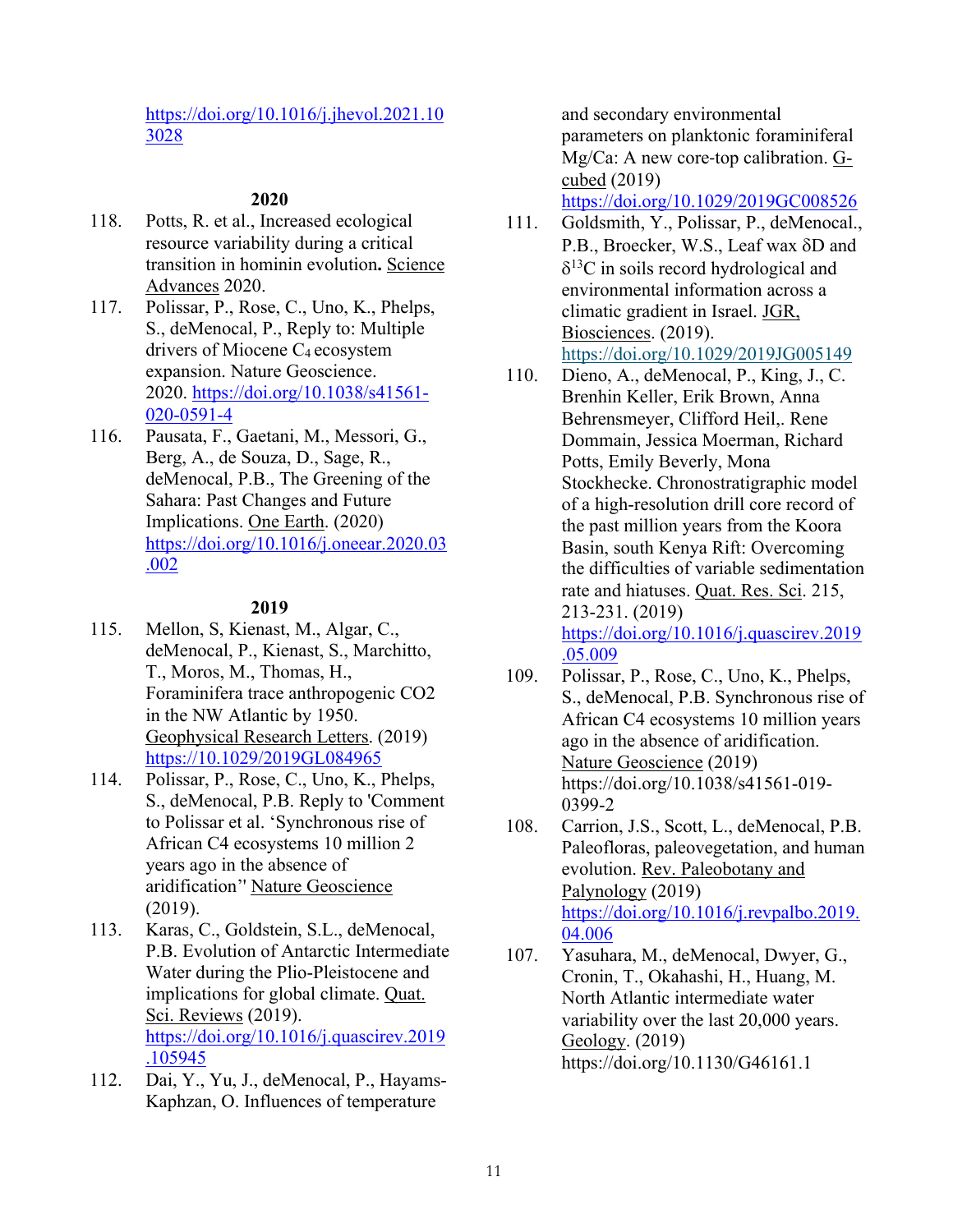https://doi.org/10.1016/j.jhevol.2021.103028

**2020**

118. Potts, R. et al., Increased ecological resource variability during a critical transition in hominin evolution**.** Science Advances 2020.
117. Polissar, P., Rose, C., Uno, K., Phelps, S., deMenocal, P., Reply to: Multiple drivers of Miocene $C_4$ ecosystem expansion. Nature Geoscience. 2020. https://doi.org/10.1038/s41561-020-0591-4
116. Pausata, F., Gaetani, M., Messori, G., Berg, A., de Souza, D., Sage, R., deMenocal, P.B., The Greening of the Sahara: Past Changes and Future Implications. One Earth. (2020) https://doi.org/10.1016/j.oneear.2020.03.002

**2019**

115. Mellon, S, Kienast, M., Algar, C., deMenocal, P., Kienast, S., Marchitto, T., Moros, M., Thomas, H., Foraminifera trace anthropogenic CO2 in the NW Atlantic by 1950. Geophysical Research Letters. (2019) https://10.1029/2019GL084965
114. Polissar, P., Rose, C., Uno, K., Phelps, S., deMenocal, P.B. Reply to 'Comment to Polissar et al. 'Synchronous rise of African C4 ecosystems 10 million 2 years ago in the absence of aridification'' Nature Geoscience (2019).
113. Karas, C., Goldstein, S.L., deMenocal, P.B. Evolution of Antarctic Intermediate Water during the Plio-Pleistocene and implications for global climate. Quat. Sci. Reviews (2019). https://doi.org/10.1016/j.quascirev.2019.105945
112. Dai, Y., Yu, J., deMenocal, P., Hayams-Kaphzan, O. Influences of temperature and secondary environmental parameters on planktonic foraminiferal Mg/Ca: A new core-top calibration. G-cubed (2019) https://doi.org/10.1029/2019GC008526
111. Goldsmith, Y., Polissar, P., deMenocal., P.B., Broecker, W.S., Leaf wax δD and $\delta^{13}C$ in soils record hydrological and environmental information across a climatic gradient in Israel. JGR, Biosciences. (2019). https://doi.org/10.1029/2019JG005149
110. Dieno, A., deMenocal, P., King, J., C. Brenhin Keller, Erik Brown, Anna Behrensmeyer, Clifford Heil,. Rene Dommain, Jessica Moerman, Richard Potts, Emily Beverly, Mona Stockhecke. Chronostratigraphic model of a high-resolution drill core record of the past million years from the Koora Basin, south Kenya Rift: Overcoming the difficulties of variable sedimentation rate and hiatuses. Quat. Res. Sci. 215, 213-231. (2019) https://doi.org/10.1016/j.quascirev.2019.05.009
109. Polissar, P., Rose, C., Uno, K., Phelps, S., deMenocal, P.B. Synchronous rise of African C4 ecosystems 10 million years ago in the absence of aridification. Nature Geoscience (2019) https://doi.org/10.1038/s41561-019-0399-2
108. Carrion, J.S., Scott, L., deMenocal, P.B. Paleofloras, paleovegetation, and human evolution. Rev. Paleobotany and Palynology (2019) https://doi.org/10.1016/j.revpalbo.2019.04.006
107. Yasuhara, M., deMenocal, Dwyer, G., Cronin, T., Okahashi, H., Huang, M. North Atlantic intermediate water variability over the last 20,000 years. Geology. (2019) https://doi.org/10.1130/G46161.1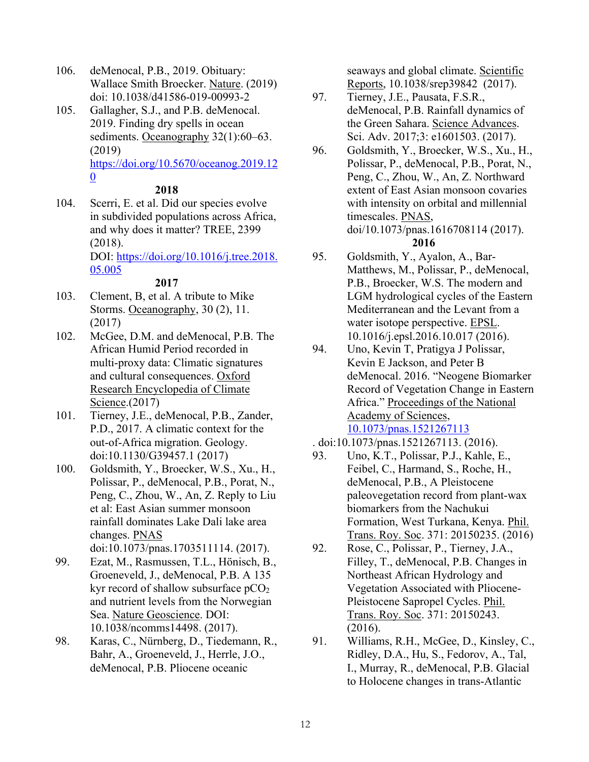106. deMenocal, P.B., 2019. Obituary: Wallace Smith Broecker. Nature. (2019) doi: 10.1038/d41586-019-00993-2

105. Gallagher, S.J., and P.B. deMenocal. 2019. Finding dry spells in ocean sediments. Oceanography 32(1):60–63. (2019) https://doi.org/10.5670/oceanog.2019.120

**2018**

104. Scerri, E. et al. Did our species evolve in subdivided populations across Africa, and why does it matter? TREE, 2399 (2018). DOI: https://doi.org/10.1016/j.tree.2018.05.005

**2017**

103. Clement, B, et al. A tribute to Mike Storms. Oceanography, 30 (2), 11. (2017)

102. McGee, D.M. and deMenocal, P.B. The African Humid Period recorded in multi-proxy data: Climatic signatures and cultural consequences. Oxford Research Encyclopedia of Climate Science.(2017)

101. Tierney, J.E., deMenocal, P.B., Zander, P.D., 2017. A climatic context for the out-of-Africa migration. Geology. doi:10.1130/G39457.1 (2017)

100. Goldsmith, Y., Broecker, W.S., Xu., H., Polissar, P., deMenocal, P.B., Porat, N., Peng, C., Zhou, W., An, Z. Reply to Liu et al: East Asian summer monsoon rainfall dominates Lake Dali lake area changes. PNAS doi:10.1073/pnas.1703511114. (2017).

99. Ezat, M., Rasmussen, T.L., Hönisch, B., Groeneveld, J., deMenocal, P.B. A 135 kyr record of shallow subsurface $pCO_2$ and nutrient levels from the Norwegian Sea. Nature Geoscience. DOI: 10.1038/ncomms14498. (2017).

98. Karas, C., Nürnberg, D., Tiedemann, R., Bahr, A., Groeneveld, J., Herrle, J.O., deMenocal, P.B. Pliocene oceanic seaways and global climate. Scientific Reports, 10.1038/srep39842 (2017).

97. Tierney, J.E., Pausata, F.S.R., deMenocal, P.B. Rainfall dynamics of the Green Sahara. Science Advances. Sci. Adv. 2017;3: e1601503. (2017).

96. Goldsmith, Y., Broecker, W.S., Xu., H., Polissar, P., deMenocal, P.B., Porat, N., Peng, C., Zhou, W., An, Z. Northward extent of East Asian monsoon covaries with intensity on orbital and millennial timescales. PNAS, doi/10.1073/pnas.1616708114 (2017).

**2016**

95. Goldsmith, Y., Ayalon, A., Bar-Matthews, M., Polissar, P., deMenocal, P.B., Broecker, W.S. The modern and LGM hydrological cycles of the Eastern Mediterranean and the Levant from a water isotope perspective. EPSL. 10.1016/j.epsl.2016.10.017 (2016).

94. Uno, Kevin T, Pratigya J Polissar, Kevin E Jackson, and Peter B deMenocal. 2016. "Neogene Biomarker Record of Vegetation Change in Eastern Africa." Proceedings of the National Academy of Sciences, 10.1073/pnas.1521267113 . doi:10.1073/pnas.1521267113. (2016).

93. Uno, K.T., Polissar, P.J., Kahle, E., Feibel, C., Harmand, S., Roche, H., deMenocal, P.B., A Pleistocene paleovegetation record from plant-wax biomarkers from the Nachukui Formation, West Turkana, Kenya. Phil. Trans. Roy. Soc. 371: 20150235. (2016)

92. Rose, C., Polissar, P., Tierney, J.A., Filley, T., deMenocal, P.B. Changes in Northeast African Hydrology and Vegetation Associated with Pliocene-Pleistocene Sapropel Cycles. Phil. Trans. Roy. Soc. 371: 20150243. (2016).

91. Williams, R.H., McGee, D., Kinsley, C., Ridley, D.A., Hu, S., Fedorov, A., Tal, I., Murray, R., deMenocal, P.B. Glacial to Holocene changes in trans-Atlantic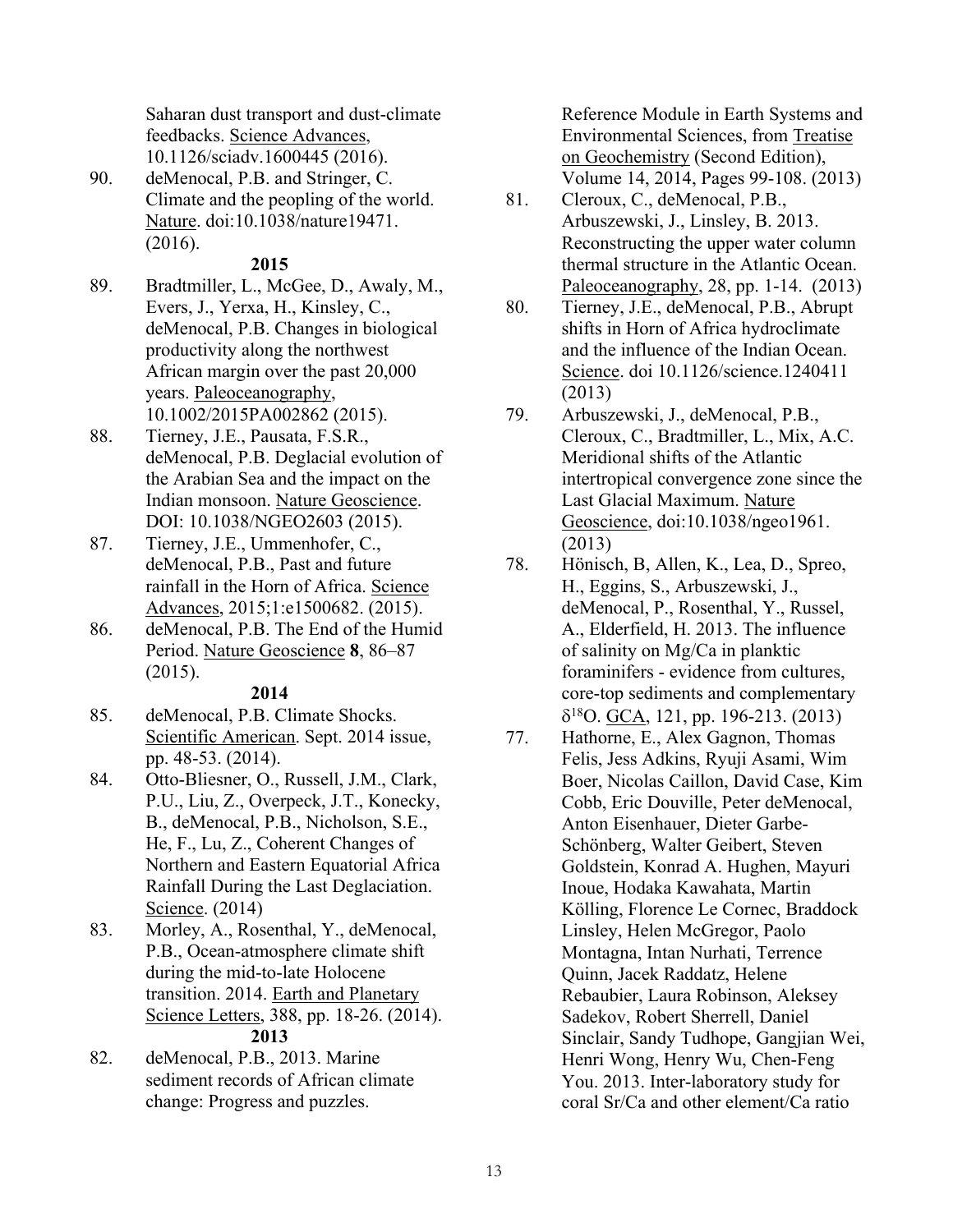Saharan dust transport and dust-climate feedbacks. Science Advances, 10.1126/sciadv.1600445 (2016).

90. deMenocal, P.B. and Stringer, C. Climate and the peopling of the world. Nature. doi:10.1038/nature19471. (2016).

**2015**

89. Bradtmiller, L., McGee, D., Awaly, M., Evers, J., Yerxa, H., Kinsley, C., deMenocal, P.B. Changes in biological productivity along the northwest African margin over the past 20,000 years. Paleoceanography, 10.1002/2015PA002862 (2015).

88. Tierney, J.E., Pausata, F.S.R., deMenocal, P.B. Deglacial evolution of the Arabian Sea and the impact on the Indian monsoon. Nature Geoscience. DOI: 10.1038/NGEO2603 (2015).

87. Tierney, J.E., Ummenhofer, C., deMenocal, P.B., Past and future rainfall in the Horn of Africa. Science Advances, 2015;1:e1500682. (2015).

86. deMenocal, P.B. The End of the Humid Period. Nature Geoscience **8**, 86–87 (2015).

**2014**

85. deMenocal, P.B. Climate Shocks. Scientific American. Sept. 2014 issue, pp. 48-53. (2014).

84. Otto-Bliesner, O., Russell, J.M., Clark, P.U., Liu, Z., Overpeck, J.T., Konecky, B., deMenocal, P.B., Nicholson, S.E., He, F., Lu, Z., Coherent Changes of Northern and Eastern Equatorial Africa Rainfall During the Last Deglaciation. Science. (2014)

83. Morley, A., Rosenthal, Y., deMenocal, P.B., Ocean-atmosphere climate shift during the mid-to-late Holocene transition. 2014. Earth and Planetary Science Letters, 388, pp. 18-26. (2014).

**2013**

82. deMenocal, P.B., 2013. Marine sediment records of African climate change: Progress and puzzles. Reference Module in Earth Systems and Environmental Sciences, from Treatise on Geochemistry (Second Edition), Volume 14, 2014, Pages 99-108. (2013)

81. Cleroux, C., deMenocal, P.B., Arbuszewski, J., Linsley, B. 2013. Reconstructing the upper water column thermal structure in the Atlantic Ocean. Paleoceanography, 28, pp. 1-14. (2013)

80. Tierney, J.E., deMenocal, P.B., Abrupt shifts in Horn of Africa hydroclimate and the influence of the Indian Ocean. Science. doi 10.1126/science.1240411 (2013)

79. Arbuszewski, J., deMenocal, P.B., Cleroux, C., Bradtmiller, L., Mix, A.C. Meridional shifts of the Atlantic intertropical convergence zone since the Last Glacial Maximum. Nature Geoscience, doi:10.1038/ngeo1961. (2013)

78. Hönisch, B, Allen, K., Lea, D., Spreo, H., Eggins, S., Arbuszewski, J., deMenocal, P., Rosenthal, Y., Russel, A., Elderfield, H. 2013. The influence of salinity on Mg/Ca in planktic foraminifers - evidence from cultures, core-top sediments and complementary $\delta^{18}O$. GCA, 121, pp. 196-213. (2013)

77. Hathorne, E., Alex Gagnon, Thomas Felis, Jess Adkins, Ryuji Asami, Wim Boer, Nicolas Caillon, David Case, Kim Cobb, Eric Douville, Peter deMenocal, Anton Eisenhauer, Dieter Garbe-Schönberg, Walter Geibert, Steven Goldstein, Konrad A. Hughen, Mayuri Inoue, Hodaka Kawahata, Martin Kölling, Florence Le Cornec, Braddock Linsley, Helen McGregor, Paolo Montagna, Intan Nurhati, Terrence Quinn, Jacek Raddatz, Helene Rebaubier, Laura Robinson, Aleksey Sadekov, Robert Sherrell, Daniel Sinclair, Sandy Tudhope, Gangjian Wei, Henri Wong, Henry Wu, Chen-Feng You. 2013. Inter-laboratory study for coral Sr/Ca and other element/Ca ratio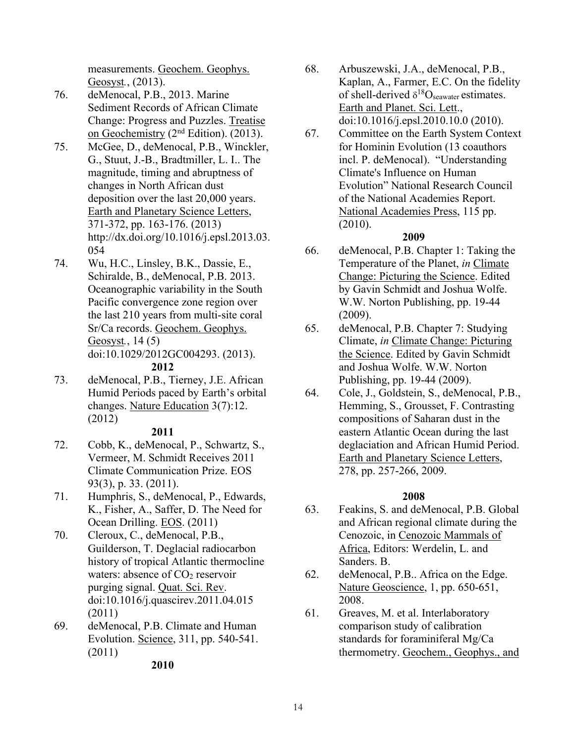measurements. Geochem. Geophys. Geosyst., (2013).

76. deMenocal, P.B., 2013. Marine Sediment Records of African Climate Change: Progress and Puzzles. Treatise on Geochemistry (2nd Edition). (2013).

75. McGee, D., deMenocal, P.B., Winckler, G., Stuut, J.-B., Bradtmiller, L. I.. The magnitude, timing and abruptness of changes in North African dust deposition over the last 20,000 years. Earth and Planetary Science Letters, 371-372, pp. 163-176. (2013) http://dx.doi.org/10.1016/j.epsl.2013.03.054

74. Wu, H.C., Linsley, B.K., Dassie, E., Schiralde, B., deMenocal, P.B. 2013. Oceanographic variability in the South Pacific convergence zone region over the last 210 years from multi-site coral Sr/Ca records. Geochem. Geophys. Geosyst., 14 (5) doi:10.1029/2012GC004293. (2013).

**2012**

73. deMenocal, P.B., Tierney, J.E. African Humid Periods paced by Earth's orbital changes. Nature Education 3(7):12. (2012)

**2011**

72. Cobb, K., deMenocal, P., Schwartz, S., Vermeer, M. Schmidt Receives 2011 Climate Communication Prize. EOS 93(3), p. 33. (2011).

71. Humphris, S., deMenocal, P., Edwards, K., Fisher, A., Saffer, D. The Need for Ocean Drilling. EOS. (2011)

70. Cleroux, C., deMenocal, P.B., Guilderson, T. Deglacial radiocarbon history of tropical Atlantic thermocline waters: absence of $CO_2$ reservoir purging signal. Quat. Sci. Rev. doi:10.1016/j.quascirev.2011.04.015 (2011)

69. deMenocal, P.B. Climate and Human Evolution. Science, 311, pp. 540-541. (2011)

**2010**

68. Arbuszewski, J.A., deMenocal, P.B., Kaplan, A., Farmer, E.C. On the fidelity of shell-derived $\delta^{18}O_{seawater}$ estimates. Earth and Planet. Sci. Lett., doi:10.1016/j.epsl.2010.10.0 (2010).

67. Committee on the Earth System Context for Hominin Evolution (13 coauthors incl. P. deMenocal). "Understanding Climate's Influence on Human Evolution" National Research Council of the National Academies Report. National Academies Press, 115 pp. (2010).

**2009**

66. deMenocal, P.B. Chapter 1: Taking the Temperature of the Planet, *in* Climate Change: Picturing the Science. Edited by Gavin Schmidt and Joshua Wolfe. W.W. Norton Publishing, pp. 19-44 (2009).

65. deMenocal, P.B. Chapter 7: Studying Climate, *in* Climate Change: Picturing the Science. Edited by Gavin Schmidt and Joshua Wolfe. W.W. Norton Publishing, pp. 19-44 (2009).

64. Cole, J., Goldstein, S., deMenocal, P.B., Hemming, S., Grousset, F. Contrasting compositions of Saharan dust in the eastern Atlantic Ocean during the last deglaciation and African Humid Period. Earth and Planetary Science Letters, 278, pp. 257-266, 2009.

**2008**

63. Feakins, S. and deMenocal, P.B. Global and African regional climate during the Cenozoic, in Cenozoic Mammals of Africa, Editors: Werdelin, L. and Sanders. B.

62. deMenocal, P.B.. Africa on the Edge. Nature Geoscience, 1, pp. 650-651, 2008.

61. Greaves, M. et al. Interlaboratory comparison study of calibration standards for foraminiferal Mg/Ca thermometry. Geochem., Geophys., and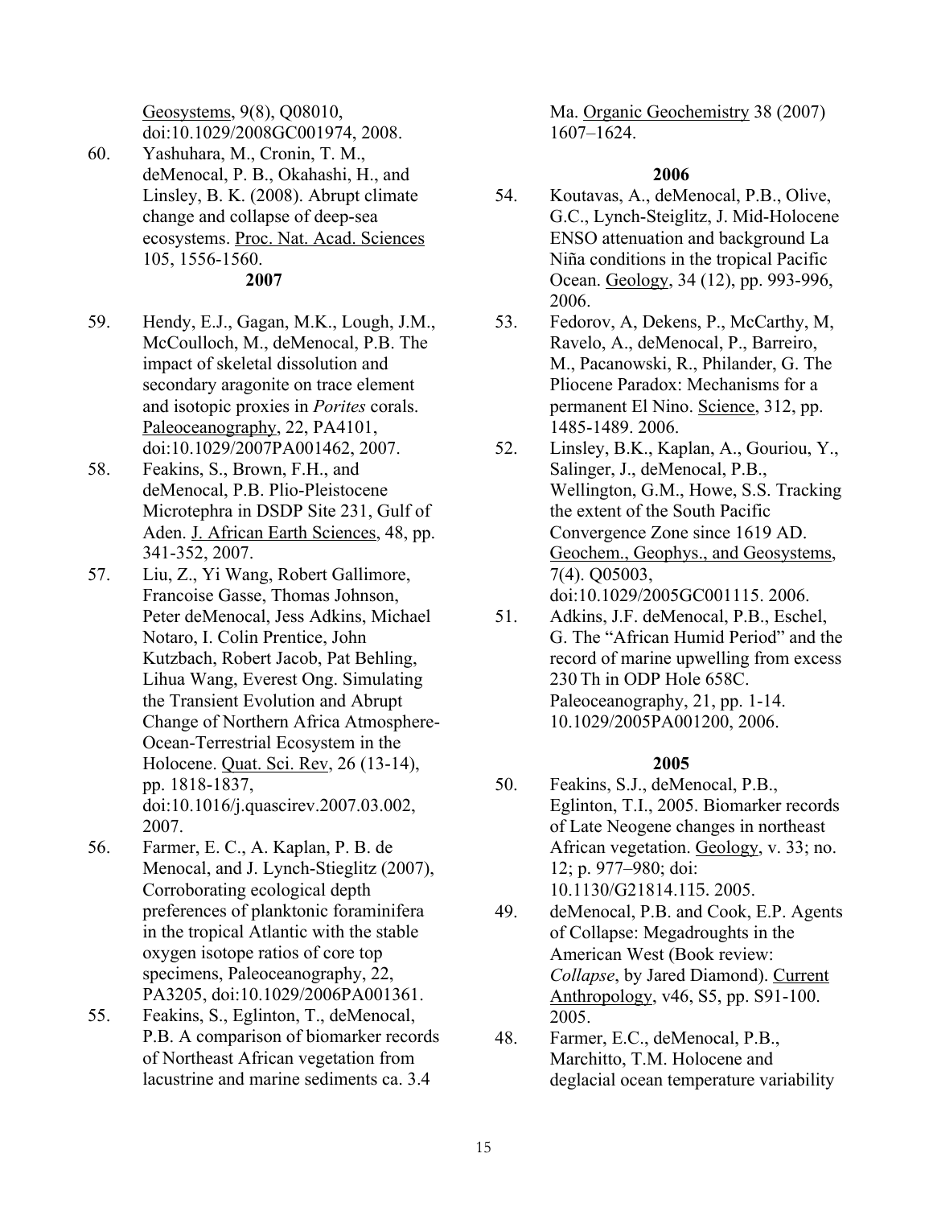Geosystems, 9(8), Q08010, doi:10.1029/2008GC001974, 2008.

60. Yashuhara, M., Cronin, T. M., deMenocal, P. B., Okahashi, H., and Linsley, B. K. (2008). Abrupt climate change and collapse of deep-sea ecosystems. Proc. Nat. Acad. Sciences 105, 1556-1560.

**2007**

59. Hendy, E.J., Gagan, M.K., Lough, J.M., McCoulloch, M., deMenocal, P.B. The impact of skeletal dissolution and secondary aragonite on trace element and isotopic proxies in *Porites* corals. Paleoceanography, 22, PA4101, doi:10.1029/2007PA001462, 2007.
58. Feakins, S., Brown, F.H., and deMenocal, P.B. Plio-Pleistocene Microtephra in DSDP Site 231, Gulf of Aden. J. African Earth Sciences, 48, pp. 341-352, 2007.
57. Liu, Z., Yi Wang, Robert Gallimore, Francoise Gasse, Thomas Johnson, Peter deMenocal, Jess Adkins, Michael Notaro, I. Colin Prentice, John Kutzbach, Robert Jacob, Pat Behling, Lihua Wang, Everest Ong. Simulating the Transient Evolution and Abrupt Change of Northern Africa Atmosphere-Ocean-Terrestrial Ecosystem in the Holocene. Quat. Sci. Rev, 26 (13-14), pp. 1818-1837, doi:10.1016/j.quascirev.2007.03.002, 2007.
56. Farmer, E. C., A. Kaplan, P. B. de Menocal, and J. Lynch-Stieglitz (2007), Corroborating ecological depth preferences of planktonic foraminifera in the tropical Atlantic with the stable oxygen isotope ratios of core top specimens, Paleoceanography, 22, PA3205, doi:10.1029/2006PA001361.
55. Feakins, S., Eglinton, T., deMenocal, P.B. A comparison of biomarker records of Northeast African vegetation from lacustrine and marine sediments ca. 3.4 Ma. Organic Geochemistry 38 (2007) 1607–1624.

**2006**

54. Koutavas, A., deMenocal, P.B., Olive, G.C., Lynch-Steiglitz, J. Mid-Holocene ENSO attenuation and background La Niña conditions in the tropical Pacific Ocean. Geology, 34 (12), pp. 993-996, 2006.
53. Fedorov, A, Dekens, P., McCarthy, M, Ravelo, A., deMenocal, P., Barreiro, M., Pacanowski, R., Philander, G. The Pliocene Paradox: Mechanisms for a permanent El Nino. Science, 312, pp. 1485-1489. 2006.
52. Linsley, B.K., Kaplan, A., Gouriou, Y., Salinger, J., deMenocal, P.B., Wellington, G.M., Howe, S.S. Tracking the extent of the South Pacific Convergence Zone since 1619 AD. Geochem., Geophys., and Geosystems, 7(4). Q05003, doi:10.1029/2005GC001115. 2006.
51. Adkins, J.F. deMenocal, P.B., Eschel, G. The "African Humid Period" and the record of marine upwelling from excess 230 Th in ODP Hole 658C. Paleoceanography, 21, pp. 1-14. 10.1029/2005PA001200, 2006.

**2005**

50. Feakins, S.J., deMenocal, P.B., Eglinton, T.I., 2005. Biomarker records of Late Neogene changes in northeast African vegetation. Geology, v. 33; no. 12; p. 977–980; doi: 10.1130/G21814.115. 2005.
49. deMenocal, P.B. and Cook, E.P. Agents of Collapse: Megadroughts in the American West (Book review: *Collapse*, by Jared Diamond). Current Anthropology, v46, S5, pp. S91-100. 2005.
48. Farmer, E.C., deMenocal, P.B., Marchitto, T.M. Holocene and deglacial ocean temperature variability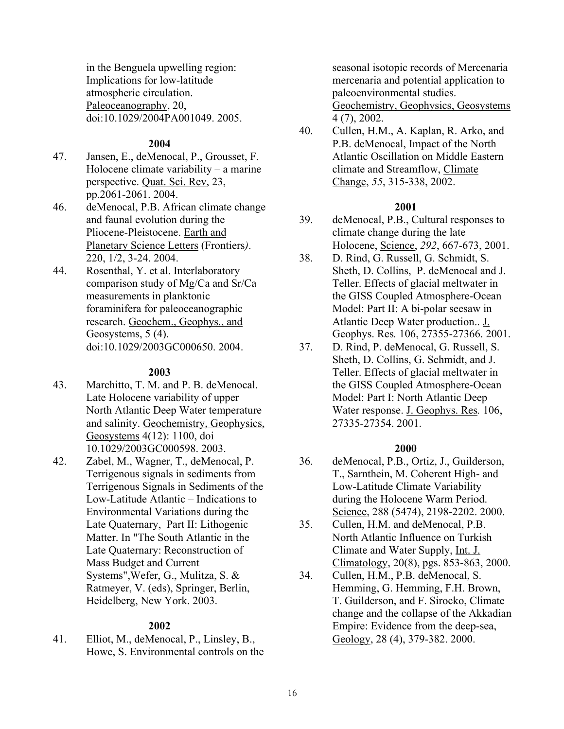in the Benguela upwelling region: Implications for low-latitude atmospheric circulation. Paleoceanography, 20, doi:10.1029/2004PA001049. 2005.

**2004**

47. Jansen, E., deMenocal, P., Grousset, F. Holocene climate variability – a marine perspective. Quat. Sci. Rev, 23, pp.2061-2061. 2004.
46. deMenocal, P.B. African climate change and faunal evolution during the Pliocene-Pleistocene. Earth and Planetary Science Letters (Frontiers*)*. 220, 1/2, 3-24. 2004.
44. Rosenthal, Y. et al. Interlaboratory comparison study of Mg/Ca and Sr/Ca measurements in planktonic foraminifera for paleoceanographic research. Geochem., Geophys., and Geosystems, 5 (4). doi:10.1029/2003GC000650. 2004.

**2003**

43. Marchitto, T. M. and P. B. deMenocal. Late Holocene variability of upper North Atlantic Deep Water temperature and salinity. Geochemistry, Geophysics, Geosystems 4(12): 1100, doi 10.1029/2003GC000598. 2003.
42. Zabel, M., Wagner, T., deMenocal, P. Terrigenous signals in sediments from Terrigenous Signals in Sediments of the Low-Latitude Atlantic – Indications to Environmental Variations during the Late Quaternary, Part II: Lithogenic Matter. In "The South Atlantic in the Late Quaternary: Reconstruction of Mass Budget and Current Systems",Wefer, G., Mulitza, S. & Ratmeyer, V. (eds), Springer, Berlin, Heidelberg, New York. 2003.

**2002**

41. Elliot, M., deMenocal, P., Linsley, B., Howe, S. Environmental controls on the seasonal isotopic records of Mercenaria mercenaria and potential application to paleoenvironmental studies. Geochemistry, Geophysics, Geosystems 4 (7), 2002.
40. Cullen, H.M., A. Kaplan, R. Arko, and P.B. deMenocal, Impact of the North Atlantic Oscillation on Middle Eastern climate and Streamflow, Climate Change, *55*, 315-338, 2002.

**2001**

39. deMenocal, P.B., Cultural responses to climate change during the late Holocene, Science, *292*, 667-673, 2001.
38. D. Rind, G. Russell, G. Schmidt, S. Sheth, D. Collins, P. deMenocal and J. Teller. Effects of glacial meltwater in the GISS Coupled Atmosphere-Ocean Model: Part II: A bi-polar seesaw in Atlantic Deep Water production.. J. Geophys. Res*.* 106, 27355-27366. 2001.
37. D. Rind, P. deMenocal, G. Russell, S. Sheth, D. Collins, G. Schmidt, and J. Teller. Effects of glacial meltwater in the GISS Coupled Atmosphere-Ocean Model: Part I: North Atlantic Deep Water response. J. Geophys. Res*.* 106, 27335-27354. 2001.

**2000**

36. deMenocal, P.B., Ortiz, J., Guilderson, T., Sarnthein, M. Coherent High- and Low-Latitude Climate Variability during the Holocene Warm Period. Science, 288 (5474), 2198-2202. 2000.
35. Cullen, H.M. and deMenocal, P.B. North Atlantic Influence on Turkish Climate and Water Supply, Int. J. Climatology, 20(8), pgs. 853-863, 2000.
34. Cullen, H.M., P.B. deMenocal, S. Hemming, G. Hemming, F.H. Brown, T. Guilderson, and F. Sirocko, Climate change and the collapse of the Akkadian Empire: Evidence from the deep-sea, Geology, 28 (4), 379-382. 2000.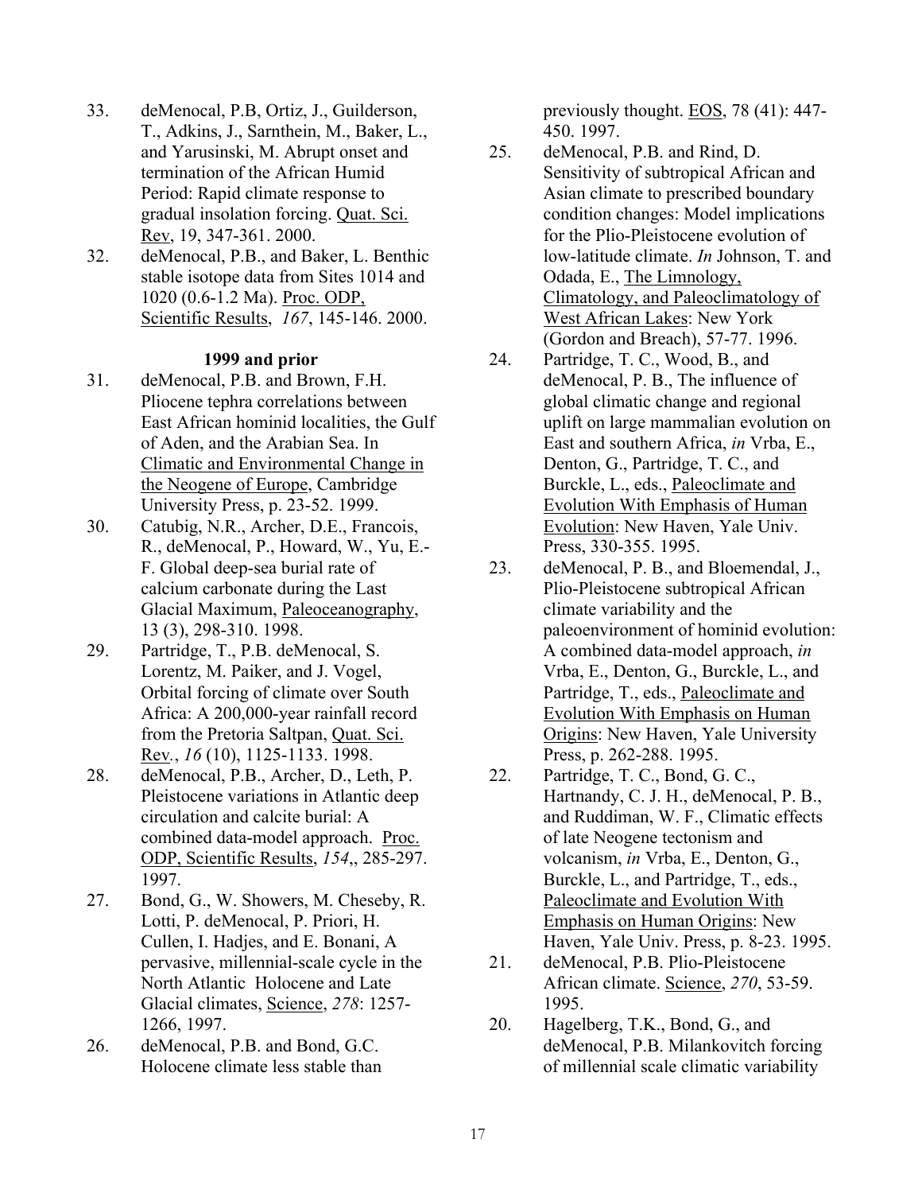33. deMenocal, P.B, Ortiz, J., Guilderson, T., Adkins, J., Sarnthein, M., Baker, L., and Yarusinski, M. Abrupt onset and termination of the African Humid Period: Rapid climate response to gradual insolation forcing. Quat. Sci. Rev, 19, 347-361. 2000.
32. deMenocal, P.B., and Baker, L. Benthic stable isotope data from Sites 1014 and 1020 (0.6-1.2 Ma). Proc. ODP, Scientific Results, *167*, 145-146. 2000.

**1999 and prior**

31. deMenocal, P.B. and Brown, F.H. Pliocene tephra correlations between East African hominid localities, the Gulf of Aden, and the Arabian Sea. In Climatic and Environmental Change in the Neogene of Europe, Cambridge University Press, p. 23-52. 1999.
30. Catubig, N.R., Archer, D.E., Francois, R., deMenocal, P., Howard, W., Yu, E.-F. Global deep-sea burial rate of calcium carbonate during the Last Glacial Maximum, Paleoceanography, 13 (3), 298-310. 1998.
29. Partridge, T., P.B. deMenocal, S. Lorentz, M. Paiker, and J. Vogel, Orbital forcing of climate over South Africa: A 200,000-year rainfall record from the Pretoria Saltpan, Quat. Sci. Rev., *16* (10), 1125-1133. 1998.
28. deMenocal, P.B., Archer, D., Leth, P. Pleistocene variations in Atlantic deep circulation and calcite burial: A combined data-model approach. Proc. ODP, Scientific Results, *154*,, 285-297. 1997.
27. Bond, G., W. Showers, M. Cheseby, R. Lotti, P. deMenocal, P. Priori, H. Cullen, I. Hadjes, and E. Bonani, A pervasive, millennial-scale cycle in the North Atlantic Holocene and Late Glacial climates, Science, *278*: 1257-1266, 1997.
26. deMenocal, P.B. and Bond, G.C. Holocene climate less stable than previously thought. EOS, 78 (41): 447-450. 1997.
25. deMenocal, P.B. and Rind, D. Sensitivity of subtropical African and Asian climate to prescribed boundary condition changes: Model implications for the Plio-Pleistocene evolution of low-latitude climate. *In* Johnson, T. and Odada, E., The Limnology, Climatology, and Paleoclimatology of West African Lakes: New York (Gordon and Breach), 57-77. 1996.
24. Partridge, T. C., Wood, B., and deMenocal, P. B., The influence of global climatic change and regional uplift on large mammalian evolution on East and southern Africa, *in* Vrba, E., Denton, G., Partridge, T. C., and Burckle, L., eds., Paleoclimate and Evolution With Emphasis of Human Evolution: New Haven, Yale Univ. Press, 330-355. 1995.
23. deMenocal, P. B., and Bloemendal, J., Plio-Pleistocene subtropical African climate variability and the paleoenvironment of hominid evolution: A combined data-model approach, *in* Vrba, E., Denton, G., Burckle, L., and Partridge, T., eds., Paleoclimate and Evolution With Emphasis on Human Origins: New Haven, Yale University Press, p. 262-288. 1995.
22. Partridge, T. C., Bond, G. C., Hartnandy, C. J. H., deMenocal, P. B., and Ruddiman, W. F., Climatic effects of late Neogene tectonism and volcanism, *in* Vrba, E., Denton, G., Burckle, L., and Partridge, T., eds., Paleoclimate and Evolution With Emphasis on Human Origins: New Haven, Yale Univ. Press, p. 8-23. 1995.
21. deMenocal, P.B. Plio-Pleistocene African climate. Science, *270*, 53-59. 1995.
20. Hagelberg, T.K., Bond, G., and deMenocal, P.B. Milankovitch forcing of millennial scale climatic variability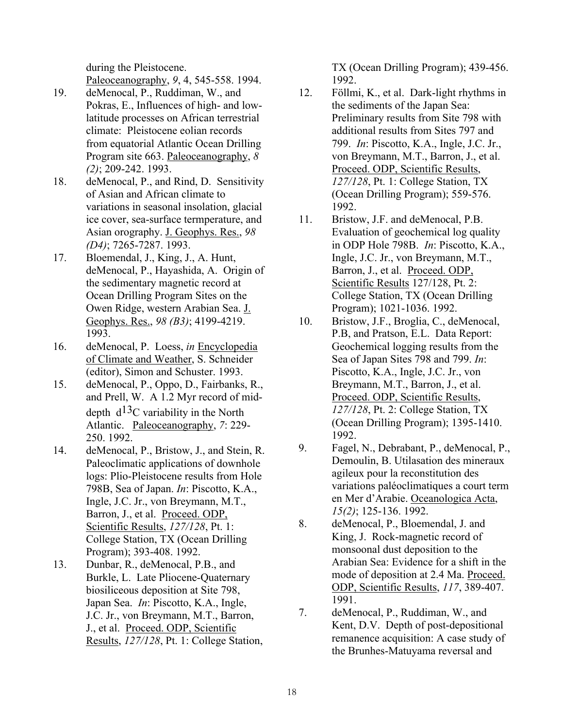during the Pleistocene. Paleoceanography, *9*, 4, 545-558. 1994.

19. deMenocal, P., Ruddiman, W., and Pokras, E., Influences of high- and low-latitude processes on African terrestrial climate: Pleistocene eolian records from equatorial Atlantic Ocean Drilling Program site 663. Paleoceanography, *8 (2)*; 209-242. 1993.

18. deMenocal, P., and Rind, D. Sensitivity of Asian and African climate to variations in seasonal insolation, glacial ice cover, sea-surface termperature, and Asian orography. J. Geophys. Res., *98 (D4)*; 7265-7287. 1993.

17. Bloemendal, J., King, J., A. Hunt, deMenocal, P., Hayashida, A. Origin of the sedimentary magnetic record at Ocean Drilling Program Sites on the Owen Ridge, western Arabian Sea. J. Geophys. Res., *98 (B3)*; 4199-4219. 1993.

16. deMenocal, P. Loess, *in* Encyclopedia of Climate and Weather, S. Schneider (editor), Simon and Schuster. 1993.

15. deMenocal, P., Oppo, D., Fairbanks, R., and Prell, W. A 1.2 Myr record of mid-depth $d^{13}C$ variability in the North Atlantic. Paleoceanography, *7*: 229-250. 1992.

14. deMenocal, P., Bristow, J., and Stein, R. Paleoclimatic applications of downhole logs: Plio-Pleistocene results from Hole 798B, Sea of Japan. *In*: Piscotto, K.A., Ingle, J.C. Jr., von Breymann, M.T., Barron, J., et al. Proceed. ODP, Scientific Results, *127/128*, Pt. 1: College Station, TX (Ocean Drilling Program); 393-408. 1992.

13. Dunbar, R., deMenocal, P.B., and Burkle, L. Late Pliocene-Quaternary biosiliceous deposition at Site 798, Japan Sea. *In*: Piscotto, K.A., Ingle, J.C. Jr., von Breymann, M.T., Barron, J., et al. Proceed. ODP, Scientific Results, *127/128*, Pt. 1: College Station, TX (Ocean Drilling Program); 439-456. 1992.

12. Föllmi, K., et al. Dark-light rhythms in the sediments of the Japan Sea: Preliminary results from Site 798 with additional results from Sites 797 and 799. *In*: Piscotto, K.A., Ingle, J.C. Jr., von Breymann, M.T., Barron, J., et al. Proceed. ODP, Scientific Results, *127/128*, Pt. 1: College Station, TX (Ocean Drilling Program); 559-576. 1992.

11. Bristow, J.F. and deMenocal, P.B. Evaluation of geochemical log quality in ODP Hole 798B. *In*: Piscotto, K.A., Ingle, J.C. Jr., von Breymann, M.T., Barron, J., et al. Proceed. ODP, Scientific Results 127/128, Pt. 2: College Station, TX (Ocean Drilling Program); 1021-1036. 1992.

10. Bristow, J.F., Broglia, C., deMenocal, P.B, and Pratson, E.L. Data Report: Geochemical logging results from the Sea of Japan Sites 798 and 799. *In*: Piscotto, K.A., Ingle, J.C. Jr., von Breymann, M.T., Barron, J., et al. Proceed. ODP, Scientific Results, *127/128*, Pt. 2: College Station, TX (Ocean Drilling Program); 1395-1410. 1992.

9. Fagel, N., Debrabant, P., deMenocal, P., Demoulin, B. Utilasation des mineraux agileux pour la reconstitution des variations paléoclimatiques a court term en Mer d'Arabie. Oceanologica Acta, *15(2)*; 125-136. 1992.

8. deMenocal, P., Bloemendal, J. and King, J. Rock-magnetic record of monsoonal dust deposition to the Arabian Sea: Evidence for a shift in the mode of deposition at 2.4 Ma. Proceed. ODP, Scientific Results, *117*, 389-407. 1991.

7. deMenocal, P., Ruddiman, W., and Kent, D.V. Depth of post-depositional remanence acquisition: A case study of the Brunhes-Matuyama reversal and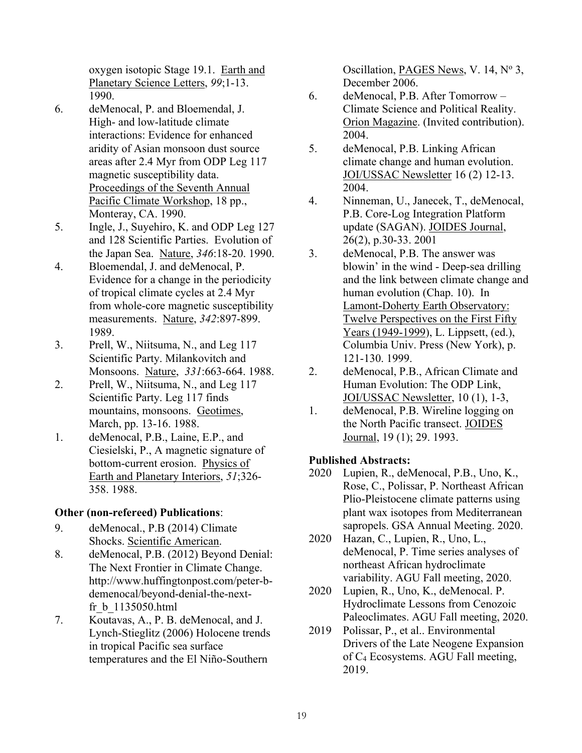oxygen isotopic Stage 19.1. Earth and Planetary Science Letters, *99*;1-13. 1990.

6. deMenocal, P. and Bloemendal, J. High- and low-latitude climate interactions: Evidence for enhanced aridity of Asian monsoon dust source areas after 2.4 Myr from ODP Leg 117 magnetic susceptibility data. Proceedings of the Seventh Annual Pacific Climate Workshop, 18 pp., Monteray, CA. 1990.
5. Ingle, J., Suyehiro, K. and ODP Leg 127 and 128 Scientific Parties. Evolution of the Japan Sea. Nature, *346*:18-20. 1990.
4. Bloemendal, J. and deMenocal, P. Evidence for a change in the periodicity of tropical climate cycles at 2.4 Myr from whole-core magnetic susceptibility measurements. Nature, *342*:897-899. 1989.
3. Prell, W., Niitsuma, N., and Leg 117 Scientific Party. Milankovitch and Monsoons. Nature, *331*:663-664. 1988.
2. Prell, W., Niitsuma, N., and Leg 117 Scientific Party. Leg 117 finds mountains, monsoons. Geotimes, March, pp. 13-16. 1988.
1. deMenocal, P.B., Laine, E.P., and Ciesielski, P., A magnetic signature of bottom-current erosion. Physics of Earth and Planetary Interiors, *51*;326-358. 1988.

**Other (non-refereed) Publications**:

9. deMenocal., P.B (2014) Climate Shocks. Scientific American.
8. deMenocal, P.B. (2012) Beyond Denial: The Next Frontier in Climate Change. http://www.huffingtonpost.com/peter-b-demenocal/beyond-denial-the-next-fr_b_1135050.html
7. Koutavas, A., P. B. deMenocal, and J. Lynch-Stieglitz (2006) Holocene trends in tropical Pacific sea surface temperatures and the El Niño-Southern Oscillation, PAGES News, V. 14, Nº 3, December 2006.
6. deMenocal, P.B. After Tomorrow – Climate Science and Political Reality. Orion Magazine. (Invited contribution). 2004.
5. deMenocal, P.B. Linking African climate change and human evolution. JOI/USSAC Newsletter 16 (2) 12-13. 2004.
4. Ninneman, U., Janecek, T., deMenocal, P.B. Core-Log Integration Platform update (SAGAN). JOIDES Journal, 26(2), p.30-33. 2001
3. deMenocal, P.B. The answer was blowin' in the wind - Deep-sea drilling and the link between climate change and human evolution (Chap. 10). In Lamont-Doherty Earth Observatory: Twelve Perspectives on the First Fifty Years (1949-1999), L. Lippsett, (ed.), Columbia Univ. Press (New York), p. 121-130. 1999.
2. deMenocal, P.B., African Climate and Human Evolution: The ODP Link, JOI/USSAC Newsletter, 10 (1), 1-3,
1. deMenocal, P.B. Wireline logging on the North Pacific transect. JOIDES Journal, 19 (1); 29. 1993.

**Published Abstracts:**

2020 Lupien, R., deMenocal, P.B., Uno, K., Rose, C., Polissar, P. Northeast African Plio-Pleistocene climate patterns using plant wax isotopes from Mediterranean sapropels. GSA Annual Meeting. 2020.

2020 Hazan, C., Lupien, R., Uno, L., deMenocal, P. Time series analyses of northeast African hydroclimate variability. AGU Fall meeting, 2020.

2020 Lupien, R., Uno, K., deMenocal. P. Hydroclimate Lessons from Cenozoic Paleoclimates. AGU Fall meeting, 2020.

2019 Polissar, P., et al.. Environmental Drivers of the Late Neogene Expansion of $C_4$ Ecosystems. AGU Fall meeting, 2019.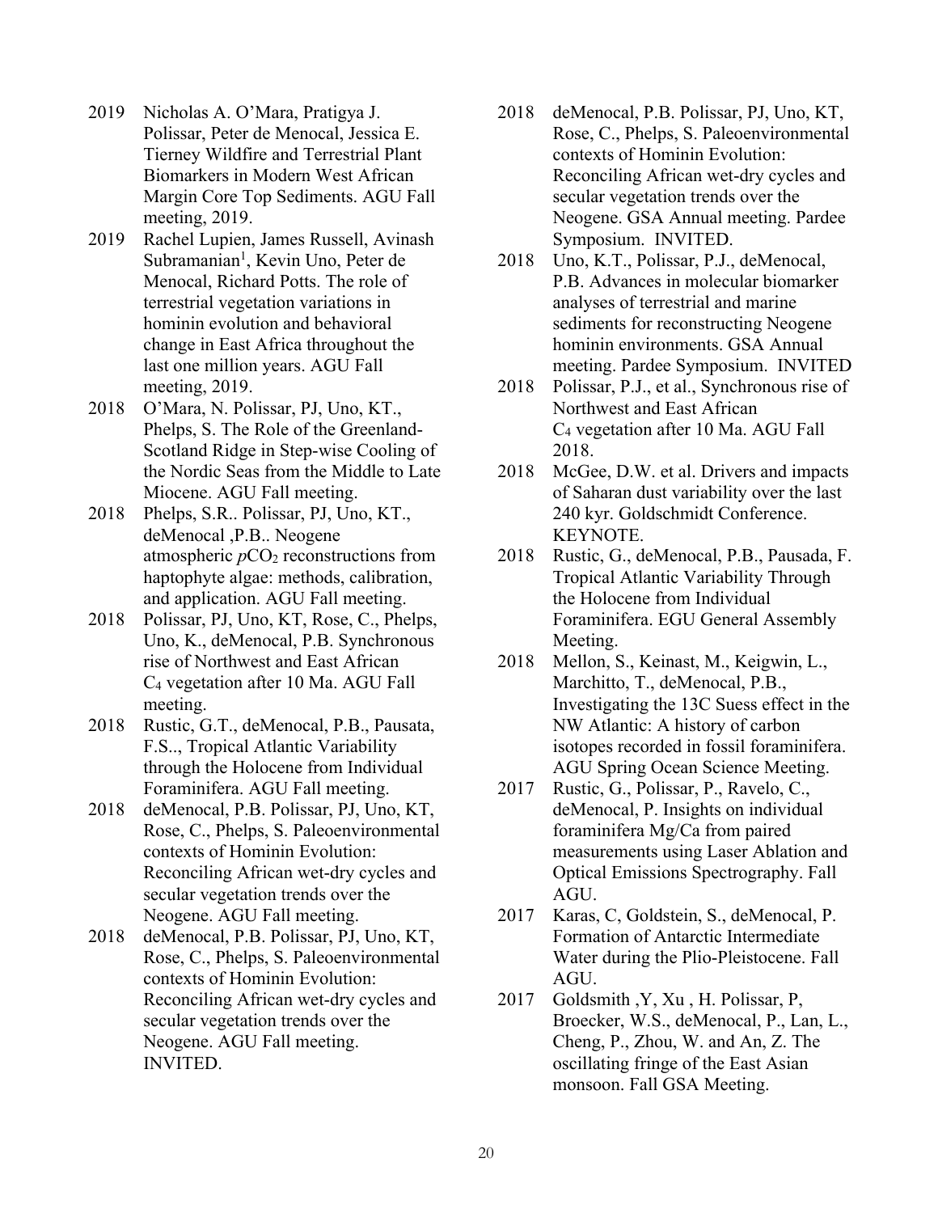2019 Nicholas A. O'Mara, Pratigya J. Polissar, Peter de Menocal, Jessica E. Tierney Wildfire and Terrestrial Plant Biomarkers in Modern West African Margin Core Top Sediments. AGU Fall meeting, 2019.

2019 Rachel Lupien, James Russell, Avinash Subramanian[1], Kevin Uno, Peter de Menocal, Richard Potts. The role of terrestrial vegetation variations in hominin evolution and behavioral change in East Africa throughout the last one million years. AGU Fall meeting, 2019.

2018 O'Mara, N. Polissar, PJ, Uno, KT., Phelps, S. The Role of the Greenland-Scotland Ridge in Step-wise Cooling of the Nordic Seas from the Middle to Late Miocene. AGU Fall meeting.

2018 Phelps, S.R.. Polissar, PJ, Uno, KT., deMenocal ,P.B.. Neogene atmospheric $pCO_2$ reconstructions from haptophyte algae: methods, calibration, and application. AGU Fall meeting.

2018 Polissar, PJ, Uno, KT, Rose, C., Phelps, Uno, K., deMenocal, P.B. Synchronous rise of Northwest and East African $C_4$ vegetation after 10 Ma. AGU Fall meeting.

2018 Rustic, G.T., deMenocal, P.B., Pausata, F.S.., Tropical Atlantic Variability through the Holocene from Individual Foraminifera. AGU Fall meeting.

2018 deMenocal, P.B. Polissar, PJ, Uno, KT, Rose, C., Phelps, S. Paleoenvironmental contexts of Hominin Evolution: Reconciling African wet-dry cycles and secular vegetation trends over the Neogene. AGU Fall meeting.

2018 deMenocal, P.B. Polissar, PJ, Uno, KT, Rose, C., Phelps, S. Paleoenvironmental contexts of Hominin Evolution: Reconciling African wet-dry cycles and secular vegetation trends over the Neogene. AGU Fall meeting. INVITED.

2018 deMenocal, P.B. Polissar, PJ, Uno, KT, Rose, C., Phelps, S. Paleoenvironmental contexts of Hominin Evolution: Reconciling African wet-dry cycles and secular vegetation trends over the Neogene. GSA Annual meeting. Pardee Symposium. INVITED.

2018 Uno, K.T., Polissar, P.J., deMenocal, P.B. Advances in molecular biomarker analyses of terrestrial and marine sediments for reconstructing Neogene hominin environments. GSA Annual meeting. Pardee Symposium. INVITED

2018 Polissar, P.J., et al., Synchronous rise of Northwest and East African $C_4$ vegetation after 10 Ma. AGU Fall 2018.

2018 McGee, D.W. et al. Drivers and impacts of Saharan dust variability over the last 240 kyr. Goldschmidt Conference. KEYNOTE.

2018 Rustic, G., deMenocal, P.B., Pausada, F. Tropical Atlantic Variability Through the Holocene from Individual Foraminifera. EGU General Assembly Meeting.

2018 Mellon, S., Keinast, M., Keigwin, L., Marchitto, T., deMenocal, P.B., Investigating the 13C Suess effect in the NW Atlantic: A history of carbon isotopes recorded in fossil foraminifera. AGU Spring Ocean Science Meeting.

2017 Rustic, G., Polissar, P., Ravelo, C., deMenocal, P. Insights on individual foraminifera Mg/Ca from paired measurements using Laser Ablation and Optical Emissions Spectrography. Fall AGU.

2017 Karas, C, Goldstein, S., deMenocal, P. Formation of Antarctic Intermediate Water during the Plio-Pleistocene. Fall AGU.

2017 Goldsmith ,Y, Xu , H. Polissar, P, Broecker, W.S., deMenocal, P., Lan, L., Cheng, P., Zhou, W. and An, Z. The oscillating fringe of the East Asian monsoon. Fall GSA Meeting.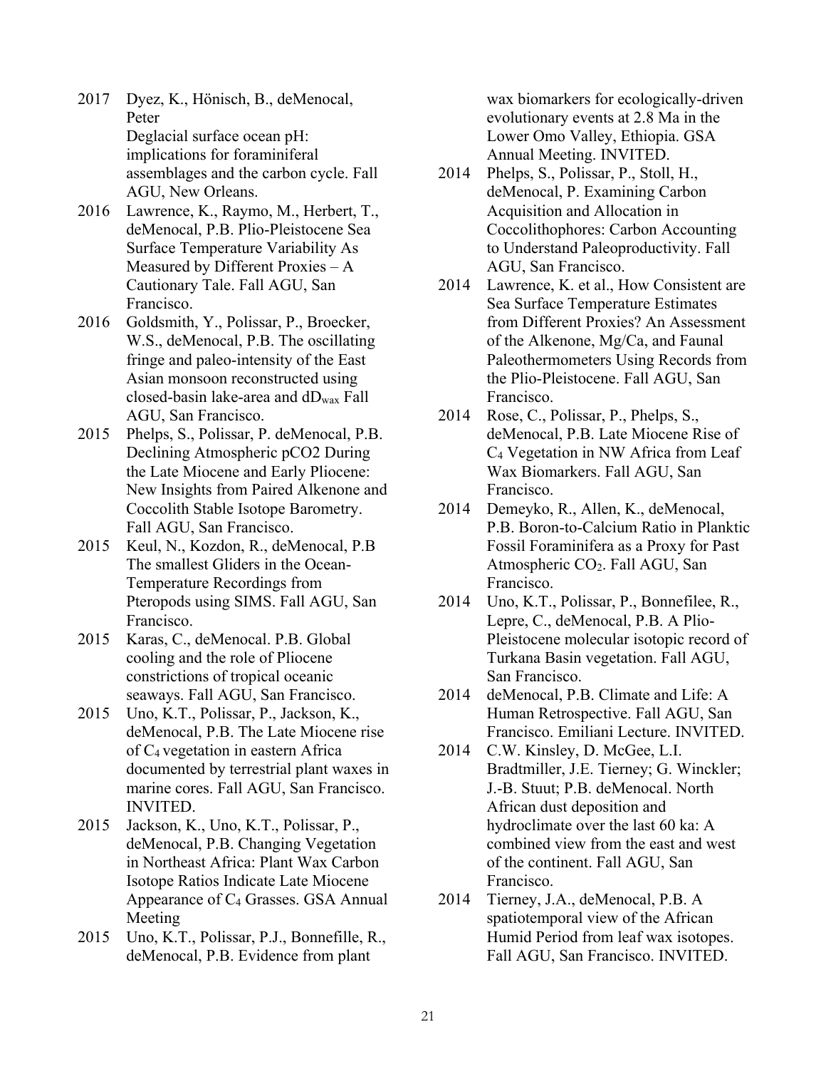2017 Dyez, K., Hönisch, B., deMenocal, Peter
Deglacial surface ocean pH: implications for foraminiferal assemblages and the carbon cycle. Fall AGU, New Orleans.

2016 Lawrence, K., Raymo, M., Herbert, T., deMenocal, P.B. Plio-Pleistocene Sea Surface Temperature Variability As Measured by Different Proxies – A Cautionary Tale. Fall AGU, San Francisco.

2016 Goldsmith, Y., Polissar, P., Broecker, W.S., deMenocal, P.B. The oscillating fringe and paleo-intensity of the East Asian monsoon reconstructed using closed-basin lake-area and $dD_{wax}$ Fall AGU, San Francisco.

2015 Phelps, S., Polissar, P. deMenocal, P.B. Declining Atmospheric pCO2 During the Late Miocene and Early Pliocene: New Insights from Paired Alkenone and Coccolith Stable Isotope Barometry. Fall AGU, San Francisco.

2015 Keul, N., Kozdon, R., deMenocal, P.B The smallest Gliders in the Ocean-Temperature Recordings from Pteropods using SIMS. Fall AGU, San Francisco.

2015 Karas, C., deMenocal. P.B. Global cooling and the role of Pliocene constrictions of tropical oceanic seaways. Fall AGU, San Francisco.

2015 Uno, K.T., Polissar, P., Jackson, K., deMenocal, P.B. The Late Miocene rise of $C_4$ vegetation in eastern Africa documented by terrestrial plant waxes in marine cores. Fall AGU, San Francisco. INVITED.

2015 Jackson, K., Uno, K.T., Polissar, P., deMenocal, P.B. Changing Vegetation in Northeast Africa: Plant Wax Carbon Isotope Ratios Indicate Late Miocene Appearance of $C_4$ Grasses. GSA Annual Meeting

2015 Uno, K.T., Polissar, P.J., Bonnefille, R., deMenocal, P.B. Evidence from plant wax biomarkers for ecologically-driven evolutionary events at 2.8 Ma in the Lower Omo Valley, Ethiopia. GSA Annual Meeting. INVITED.

2014 Phelps, S., Polissar, P., Stoll, H., deMenocal, P. Examining Carbon Acquisition and Allocation in Coccolithophores: Carbon Accounting to Understand Paleoproductivity. Fall AGU, San Francisco.

2014 Lawrence, K. et al., How Consistent are Sea Surface Temperature Estimates from Different Proxies? An Assessment of the Alkenone, Mg/Ca, and Faunal Paleothermometers Using Records from the Plio-Pleistocene. Fall AGU, San Francisco.

2014 Rose, C., Polissar, P., Phelps, S., deMenocal, P.B. Late Miocene Rise of $C_4$ Vegetation in NW Africa from Leaf Wax Biomarkers. Fall AGU, San Francisco.

2014 Demeyko, R., Allen, K., deMenocal, P.B. Boron-to-Calcium Ratio in Planktic Fossil Foraminifera as a Proxy for Past Atmospheric $CO_2$. Fall AGU, San Francisco.

2014 Uno, K.T., Polissar, P., Bonnefilee, R., Lepre, C., deMenocal, P.B. A Plio-Pleistocene molecular isotopic record of Turkana Basin vegetation. Fall AGU, San Francisco.

2014 deMenocal, P.B. Climate and Life: A Human Retrospective. Fall AGU, San Francisco. Emiliani Lecture. INVITED.

2014 C.W. Kinsley, D. McGee, L.I. Bradtmiller, J.E. Tierney; G. Winckler; J.-B. Stuut; P.B. deMenocal. North African dust deposition and hydroclimate over the last 60 ka: A combined view from the east and west of the continent. Fall AGU, San Francisco.

2014 Tierney, J.A., deMenocal, P.B. A spatiotemporal view of the African Humid Period from leaf wax isotopes. Fall AGU, San Francisco. INVITED.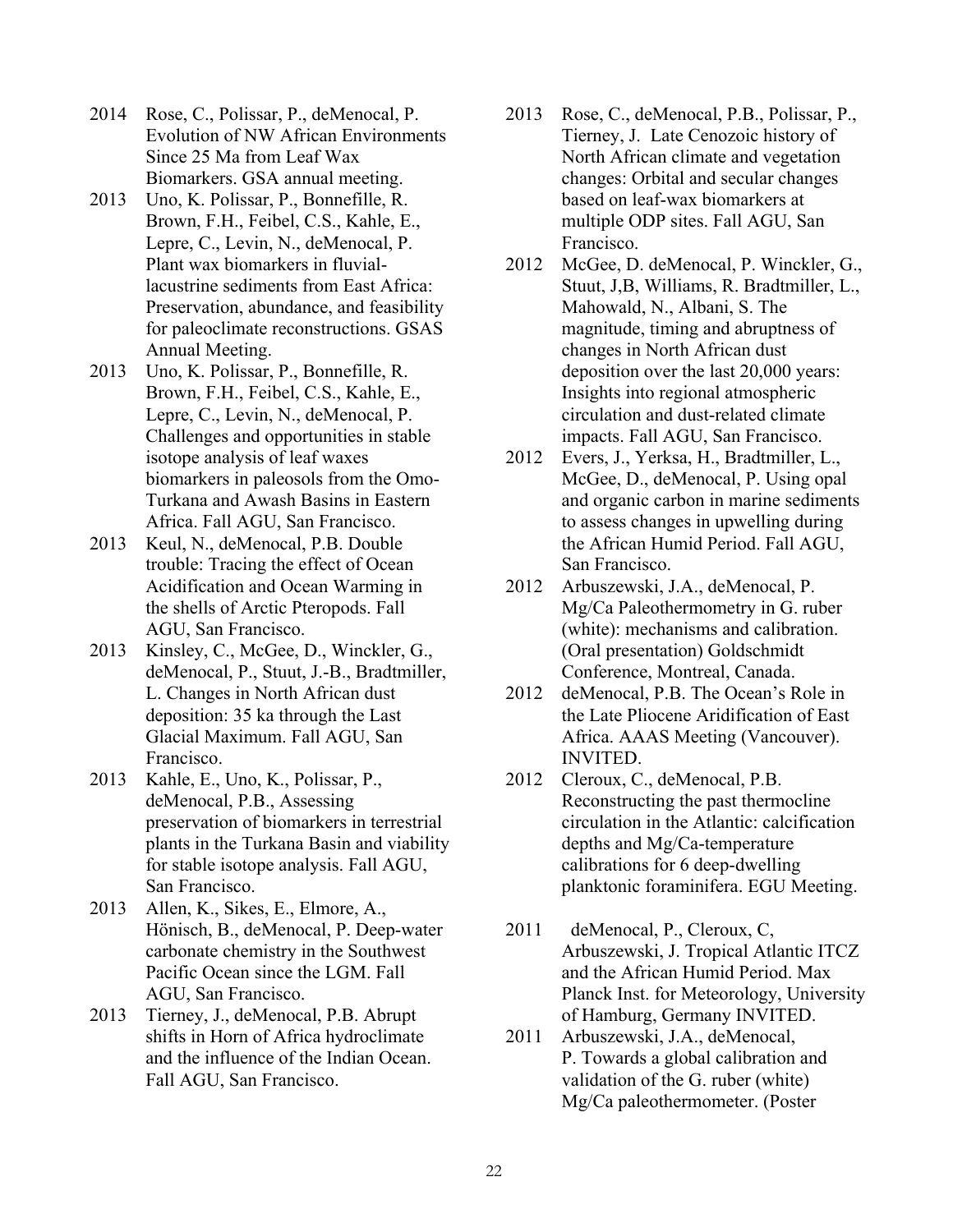2014 Rose, C., Polissar, P., deMenocal, P. Evolution of NW African Environments Since 25 Ma from Leaf Wax Biomarkers. GSA annual meeting.

2013 Uno, K. Polissar, P., Bonnefille, R. Brown, F.H., Feibel, C.S., Kahle, E., Lepre, C., Levin, N., deMenocal, P. Plant wax biomarkers in fluvial-lacustrine sediments from East Africa: Preservation, abundance, and feasibility for paleoclimate reconstructions. GSAS Annual Meeting.

2013 Uno, K. Polissar, P., Bonnefille, R. Brown, F.H., Feibel, C.S., Kahle, E., Lepre, C., Levin, N., deMenocal, P. Challenges and opportunities in stable isotope analysis of leaf waxes biomarkers in paleosols from the Omo-Turkana and Awash Basins in Eastern Africa. Fall AGU, San Francisco.

2013 Keul, N., deMenocal, P.B. Double trouble: Tracing the effect of Ocean Acidification and Ocean Warming in the shells of Arctic Pteropods. Fall AGU, San Francisco.

2013 Kinsley, C., McGee, D., Winckler, G., deMenocal, P., Stuut, J.-B., Bradtmiller, L. Changes in North African dust deposition: 35 ka through the Last Glacial Maximum. Fall AGU, San Francisco.

2013 Kahle, E., Uno, K., Polissar, P., deMenocal, P.B., Assessing preservation of biomarkers in terrestrial plants in the Turkana Basin and viability for stable isotope analysis. Fall AGU, San Francisco.

2013 Allen, K., Sikes, E., Elmore, A., Hönisch, B., deMenocal, P. Deep-water carbonate chemistry in the Southwest Pacific Ocean since the LGM. Fall AGU, San Francisco.

2013 Tierney, J., deMenocal, P.B. Abrupt shifts in Horn of Africa hydroclimate and the influence of the Indian Ocean. Fall AGU, San Francisco.

2013 Rose, C., deMenocal, P.B., Polissar, P., Tierney, J. Late Cenozoic history of North African climate and vegetation changes: Orbital and secular changes based on leaf-wax biomarkers at multiple ODP sites. Fall AGU, San Francisco.

2012 McGee, D. deMenocal, P. Winckler, G., Stuut, J,B, Williams, R. Bradtmiller, L., Mahowald, N., Albani, S. The magnitude, timing and abruptness of changes in North African dust deposition over the last 20,000 years: Insights into regional atmospheric circulation and dust-related climate impacts. Fall AGU, San Francisco.

2012 Evers, J., Yerksa, H., Bradtmiller, L., McGee, D., deMenocal, P. Using opal and organic carbon in marine sediments to assess changes in upwelling during the African Humid Period. Fall AGU, San Francisco.

2012 Arbuszewski, J.A., deMenocal, P. Mg/Ca Paleothermometry in G. ruber (white): mechanisms and calibration. (Oral presentation) Goldschmidt Conference, Montreal, Canada.

2012 deMenocal, P.B. The Ocean's Role in the Late Pliocene Aridification of East Africa. AAAS Meeting (Vancouver). INVITED.

2012 Cleroux, C., deMenocal, P.B. Reconstructing the past thermocline circulation in the Atlantic: calcification depths and Mg/Ca-temperature calibrations for 6 deep-dwelling planktonic foraminifera. EGU Meeting.

2011 deMenocal, P., Cleroux, C, Arbuszewski, J. Tropical Atlantic ITCZ and the African Humid Period. Max Planck Inst. for Meteorology, University of Hamburg, Germany INVITED.

2011 Arbuszewski, J.A., deMenocal, P. Towards a global calibration and validation of the G. ruber (white) Mg/Ca paleothermometer. (Poster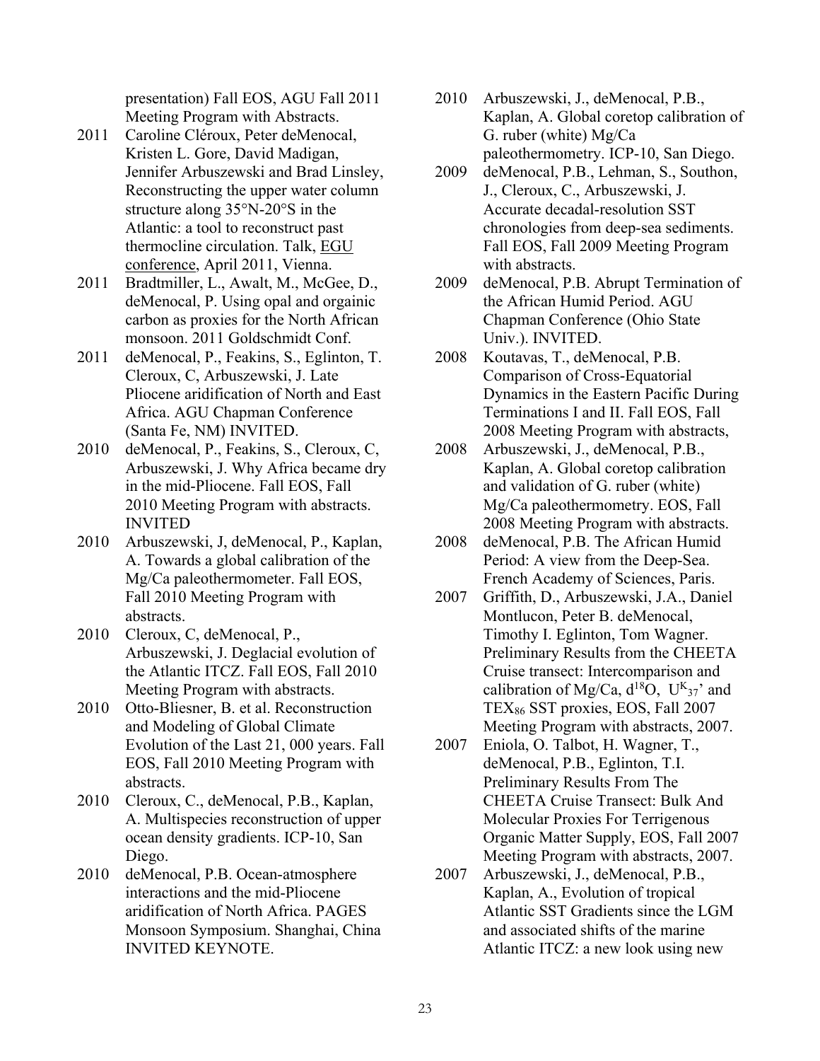presentation) Fall EOS, AGU Fall 2011 Meeting Program with Abstracts.

2011 Caroline Cléroux, Peter deMenocal, Kristen L. Gore, David Madigan, Jennifer Arbuszewski and Brad Linsley, Reconstructing the upper water column structure along 35°N-20°S in the Atlantic: a tool to reconstruct past thermocline circulation. Talk, EGU conference, April 2011, Vienna.

2011 Bradtmiller, L., Awalt, M., McGee, D., deMenocal, P. Using opal and orgainic carbon as proxies for the North African monsoon. 2011 Goldschmidt Conf.

2011 deMenocal, P., Feakins, S., Eglinton, T. Cleroux, C, Arbuszewski, J. Late Pliocene aridification of North and East Africa. AGU Chapman Conference (Santa Fe, NM) INVITED.

2010 deMenocal, P., Feakins, S., Cleroux, C, Arbuszewski, J. Why Africa became dry in the mid-Pliocene. Fall EOS, Fall 2010 Meeting Program with abstracts. INVITED

2010 Arbuszewski, J, deMenocal, P., Kaplan, A. Towards a global calibration of the Mg/Ca paleothermometer. Fall EOS, Fall 2010 Meeting Program with abstracts.

2010 Cleroux, C, deMenocal, P., Arbuszewski, J. Deglacial evolution of the Atlantic ITCZ. Fall EOS, Fall 2010 Meeting Program with abstracts.

2010 Otto-Bliesner, B. et al. Reconstruction and Modeling of Global Climate Evolution of the Last 21, 000 years. Fall EOS, Fall 2010 Meeting Program with abstracts.

2010 Cleroux, C., deMenocal, P.B., Kaplan, A. Multispecies reconstruction of upper ocean density gradients. ICP-10, San Diego.

2010 deMenocal, P.B. Ocean-atmosphere interactions and the mid-Pliocene aridification of North Africa. PAGES Monsoon Symposium. Shanghai, China INVITED KEYNOTE.

2010 Arbuszewski, J., deMenocal, P.B., Kaplan, A. Global coretop calibration of G. ruber (white) Mg/Ca paleothermometry. ICP-10, San Diego.

2009 deMenocal, P.B., Lehman, S., Southon, J., Cleroux, C., Arbuszewski, J. Accurate decadal-resolution SST chronologies from deep-sea sediments. Fall EOS, Fall 2009 Meeting Program with abstracts.

2009 deMenocal, P.B. Abrupt Termination of the African Humid Period. AGU Chapman Conference (Ohio State Univ.). INVITED.

2008 Koutavas, T., deMenocal, P.B. Comparison of Cross-Equatorial Dynamics in the Eastern Pacific During Terminations I and II. Fall EOS, Fall 2008 Meeting Program with abstracts,

2008 Arbuszewski, J., deMenocal, P.B., Kaplan, A. Global coretop calibration and validation of G. ruber (white) Mg/Ca paleothermometry. EOS, Fall 2008 Meeting Program with abstracts.

2008 deMenocal, P.B. The African Humid Period: A view from the Deep-Sea. French Academy of Sciences, Paris.

2007 Griffith, D., Arbuszewski, J.A., Daniel Montlucon, Peter B. deMenocal, Timothy I. Eglinton, Tom Wagner. Preliminary Results from the CHEETA Cruise transect: Intercomparison and calibration of Mg/Ca, $d^{18}O$, $U^{K}_{37}$' and $TEX_{86}$ SST proxies, EOS, Fall 2007 Meeting Program with abstracts, 2007.

2007 Eniola, O. Talbot, H. Wagner, T., deMenocal, P.B., Eglinton, T.I. Preliminary Results From The CHEETA Cruise Transect: Bulk And Molecular Proxies For Terrigenous Organic Matter Supply, EOS, Fall 2007 Meeting Program with abstracts, 2007.

2007 Arbuszewski, J., deMenocal, P.B., Kaplan, A., Evolution of tropical Atlantic SST Gradients since the LGM and associated shifts of the marine Atlantic ITCZ: a new look using new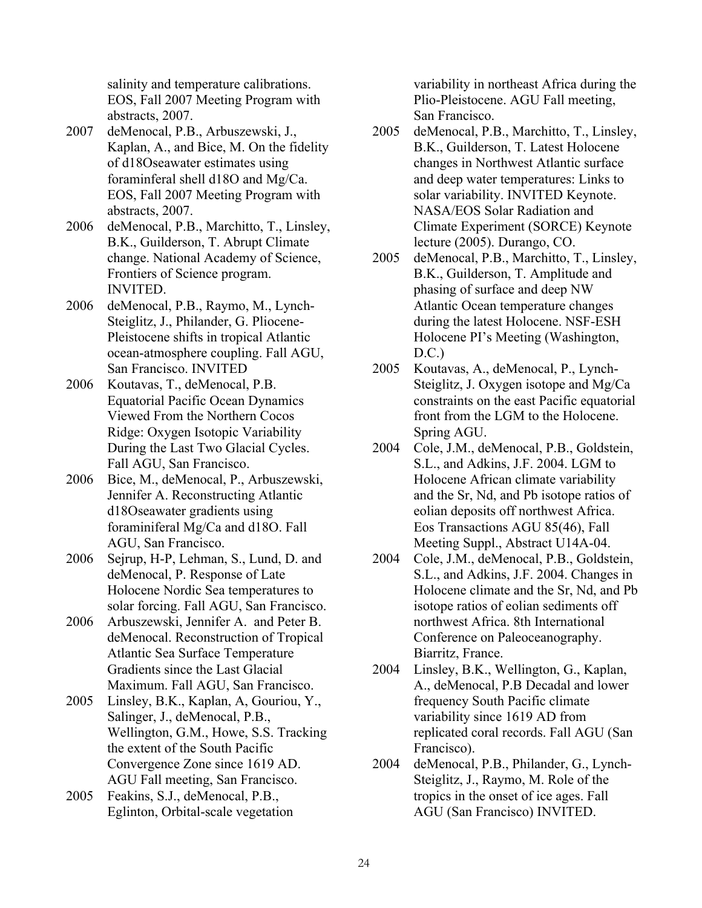salinity and temperature calibrations. EOS, Fall 2007 Meeting Program with abstracts, 2007.

2007 deMenocal, P.B., Arbuszewski, J., Kaplan, A., and Bice, M. On the fidelity of d18Oseawater estimates using foraminferal shell d18O and Mg/Ca. EOS, Fall 2007 Meeting Program with abstracts, 2007.

2006 deMenocal, P.B., Marchitto, T., Linsley, B.K., Guilderson, T. Abrupt Climate change. National Academy of Science, Frontiers of Science program. INVITED.

2006 deMenocal, P.B., Raymo, M., Lynch-Steiglitz, J., Philander, G. Pliocene-Pleistocene shifts in tropical Atlantic ocean-atmosphere coupling. Fall AGU, San Francisco. INVITED

2006 Koutavas, T., deMenocal, P.B. Equatorial Pacific Ocean Dynamics Viewed From the Northern Cocos Ridge: Oxygen Isotopic Variability During the Last Two Glacial Cycles. Fall AGU, San Francisco.

2006 Bice, M., deMenocal, P., Arbuszewski, Jennifer A. Reconstructing Atlantic d18Oseawater gradients using foraminiferal Mg/Ca and d18O. Fall AGU, San Francisco.

2006 Sejrup, H-P, Lehman, S., Lund, D. and deMenocal, P. Response of Late Holocene Nordic Sea temperatures to solar forcing. Fall AGU, San Francisco.

2006 Arbuszewski, Jennifer A. and Peter B. deMenocal. Reconstruction of Tropical Atlantic Sea Surface Temperature Gradients since the Last Glacial Maximum. Fall AGU, San Francisco.

2005 Linsley, B.K., Kaplan, A, Gouriou, Y., Salinger, J., deMenocal, P.B., Wellington, G.M., Howe, S.S. Tracking the extent of the South Pacific Convergence Zone since 1619 AD. AGU Fall meeting, San Francisco.

2005 Feakins, S.J., deMenocal, P.B., Eglinton, Orbital-scale vegetation variability in northeast Africa during the Plio-Pleistocene. AGU Fall meeting, San Francisco.

2005 deMenocal, P.B., Marchitto, T., Linsley, B.K., Guilderson, T. Latest Holocene changes in Northwest Atlantic surface and deep water temperatures: Links to solar variability. INVITED Keynote. NASA/EOS Solar Radiation and Climate Experiment (SORCE) Keynote lecture (2005). Durango, CO.

2005 deMenocal, P.B., Marchitto, T., Linsley, B.K., Guilderson, T. Amplitude and phasing of surface and deep NW Atlantic Ocean temperature changes during the latest Holocene. NSF-ESH Holocene PI's Meeting (Washington, D.C.)

2005 Koutavas, A., deMenocal, P., Lynch-Steiglitz, J. Oxygen isotope and Mg/Ca constraints on the east Pacific equatorial front from the LGM to the Holocene. Spring AGU.

2004 Cole, J.M., deMenocal, P.B., Goldstein, S.L., and Adkins, J.F. 2004. LGM to Holocene African climate variability and the Sr, Nd, and Pb isotope ratios of eolian deposits off northwest Africa. Eos Transactions AGU 85(46), Fall Meeting Suppl., Abstract U14A-04.

2004 Cole, J.M., deMenocal, P.B., Goldstein, S.L., and Adkins, J.F. 2004. Changes in Holocene climate and the Sr, Nd, and Pb isotope ratios of eolian sediments off northwest Africa. 8th International Conference on Paleoceanography. Biarritz, France.

2004 Linsley, B.K., Wellington, G., Kaplan, A., deMenocal, P.B Decadal and lower frequency South Pacific climate variability since 1619 AD from replicated coral records. Fall AGU (San Francisco).

2004 deMenocal, P.B., Philander, G., Lynch-Steiglitz, J., Raymo, M. Role of the tropics in the onset of ice ages. Fall AGU (San Francisco) INVITED.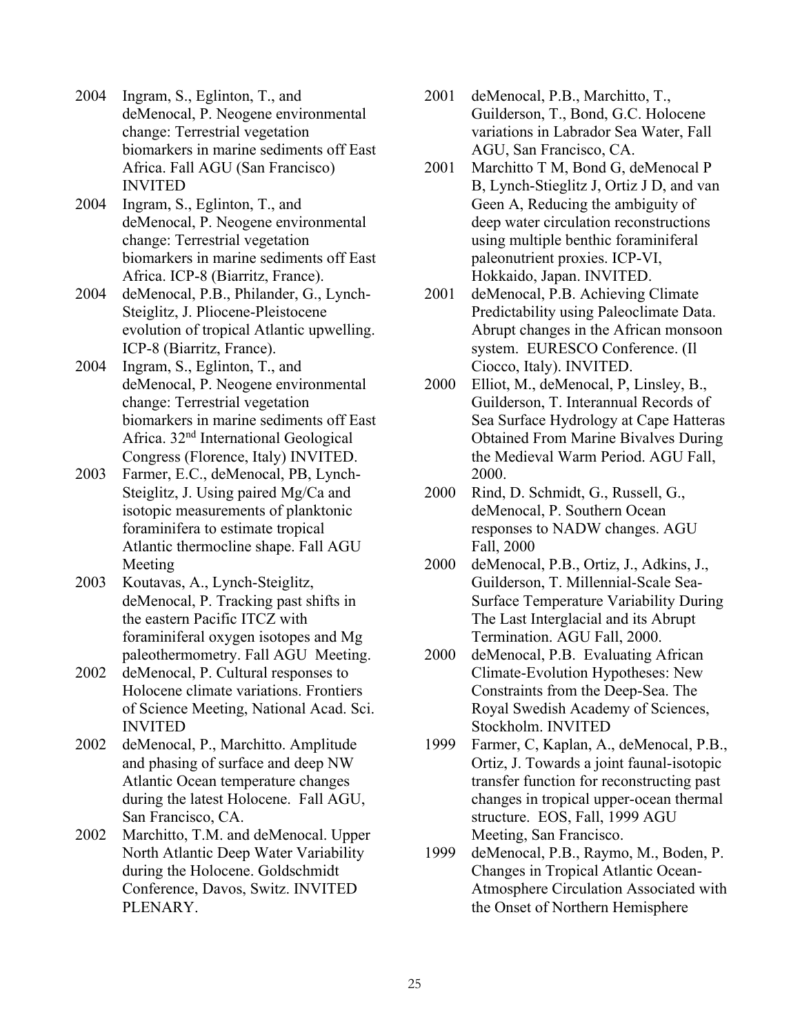2004 Ingram, S., Eglinton, T., and deMenocal, P. Neogene environmental change: Terrestrial vegetation biomarkers in marine sediments off East Africa. Fall AGU (San Francisco) INVITED

2004 Ingram, S., Eglinton, T., and deMenocal, P. Neogene environmental change: Terrestrial vegetation biomarkers in marine sediments off East Africa. ICP-8 (Biarritz, France).

2004 deMenocal, P.B., Philander, G., Lynch-Steiglitz, J. Pliocene-Pleistocene evolution of tropical Atlantic upwelling. ICP-8 (Biarritz, France).

2004 Ingram, S., Eglinton, T., and deMenocal, P. Neogene environmental change: Terrestrial vegetation biomarkers in marine sediments off East Africa. 32nd International Geological Congress (Florence, Italy) INVITED.

2003 Farmer, E.C., deMenocal, PB, Lynch-Steiglitz, J. Using paired Mg/Ca and isotopic measurements of planktonic foraminifera to estimate tropical Atlantic thermocline shape. Fall AGU Meeting

2003 Koutavas, A., Lynch-Steiglitz, deMenocal, P. Tracking past shifts in the eastern Pacific ITCZ with foraminiferal oxygen isotopes and Mg paleothermometry. Fall AGU Meeting.

2002 deMenocal, P. Cultural responses to Holocene climate variations. Frontiers of Science Meeting, National Acad. Sci. INVITED

2002 deMenocal, P., Marchitto. Amplitude and phasing of surface and deep NW Atlantic Ocean temperature changes during the latest Holocene. Fall AGU, San Francisco, CA.

2002 Marchitto, T.M. and deMenocal. Upper North Atlantic Deep Water Variability during the Holocene. Goldschmidt Conference, Davos, Switz. INVITED PLENARY.

2001 deMenocal, P.B., Marchitto, T., Guilderson, T., Bond, G.C. Holocene variations in Labrador Sea Water, Fall AGU, San Francisco, CA.

2001 Marchitto T M, Bond G, deMenocal P B, Lynch-Stieglitz J, Ortiz J D, and van Geen A, Reducing the ambiguity of deep water circulation reconstructions using multiple benthic foraminiferal paleonutrient proxies. ICP-VI, Hokkaido, Japan. INVITED.

2001 deMenocal, P.B. Achieving Climate Predictability using Paleoclimate Data. Abrupt changes in the African monsoon system. EURESCO Conference. (Il Ciocco, Italy). INVITED.

2000 Elliot, M., deMenocal, P, Linsley, B., Guilderson, T. Interannual Records of Sea Surface Hydrology at Cape Hatteras Obtained From Marine Bivalves During the Medieval Warm Period. AGU Fall, 2000.

2000 Rind, D. Schmidt, G., Russell, G., deMenocal, P. Southern Ocean responses to NADW changes. AGU Fall, 2000

2000 deMenocal, P.B., Ortiz, J., Adkins, J., Guilderson, T. Millennial-Scale Sea-Surface Temperature Variability During The Last Interglacial and its Abrupt Termination. AGU Fall, 2000.

2000 deMenocal, P.B. Evaluating African Climate-Evolution Hypotheses: New Constraints from the Deep-Sea. The Royal Swedish Academy of Sciences, Stockholm. INVITED

1999 Farmer, C, Kaplan, A., deMenocal, P.B., Ortiz, J. Towards a joint faunal-isotopic transfer function for reconstructing past changes in tropical upper-ocean thermal structure. EOS, Fall, 1999 AGU Meeting, San Francisco.

1999 deMenocal, P.B., Raymo, M., Boden, P. Changes in Tropical Atlantic Ocean-Atmosphere Circulation Associated with the Onset of Northern Hemisphere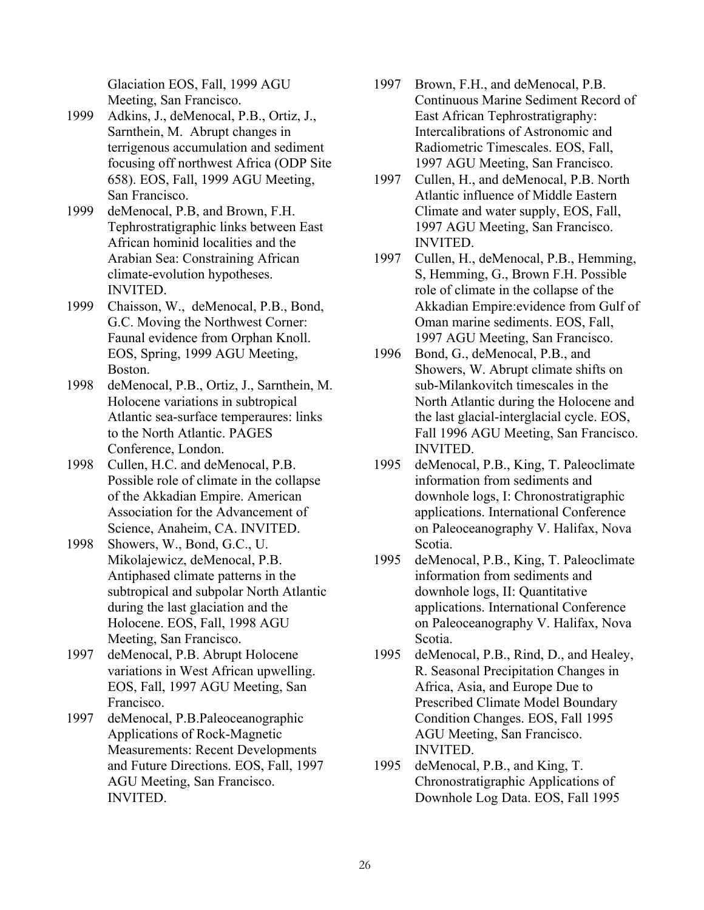Glaciation EOS, Fall, 1999 AGU Meeting, San Francisco.

1999 Adkins, J., deMenocal, P.B., Ortiz, J., Sarnthein, M. Abrupt changes in terrigenous accumulation and sediment focusing off northwest Africa (ODP Site 658). EOS, Fall, 1999 AGU Meeting, San Francisco.

1999 deMenocal, P.B, and Brown, F.H. Tephrostratigraphic links between East African hominid localities and the Arabian Sea: Constraining African climate-evolution hypotheses. INVITED.

1999 Chaisson, W., deMenocal, P.B., Bond, G.C. Moving the Northwest Corner: Faunal evidence from Orphan Knoll. EOS, Spring, 1999 AGU Meeting, Boston.

1998 deMenocal, P.B., Ortiz, J., Sarnthein, M. Holocene variations in subtropical Atlantic sea-surface temperaures: links to the North Atlantic. PAGES Conference, London.

1998 Cullen, H.C. and deMenocal, P.B. Possible role of climate in the collapse of the Akkadian Empire. American Association for the Advancement of Science, Anaheim, CA. INVITED.

1998 Showers, W., Bond, G.C., U. Mikolajewicz, deMenocal, P.B. Antiphased climate patterns in the subtropical and subpolar North Atlantic during the last glaciation and the Holocene. EOS, Fall, 1998 AGU Meeting, San Francisco.

1997 deMenocal, P.B. Abrupt Holocene variations in West African upwelling. EOS, Fall, 1997 AGU Meeting, San Francisco.

1997 deMenocal, P.B.Paleoceanographic Applications of Rock-Magnetic Measurements: Recent Developments and Future Directions. EOS, Fall, 1997 AGU Meeting, San Francisco. INVITED.

1997 Brown, F.H., and deMenocal, P.B. Continuous Marine Sediment Record of East African Tephrostratigraphy: Intercalibrations of Astronomic and Radiometric Timescales. EOS, Fall, 1997 AGU Meeting, San Francisco.

1997 Cullen, H., and deMenocal, P.B. North Atlantic influence of Middle Eastern Climate and water supply, EOS, Fall, 1997 AGU Meeting, San Francisco. INVITED.

1997 Cullen, H., deMenocal, P.B., Hemming, S, Hemming, G., Brown F.H. Possible role of climate in the collapse of the Akkadian Empire:evidence from Gulf of Oman marine sediments. EOS, Fall, 1997 AGU Meeting, San Francisco.

1996 Bond, G., deMenocal, P.B., and Showers, W. Abrupt climate shifts on sub-Milankovitch timescales in the North Atlantic during the Holocene and the last glacial-interglacial cycle. EOS, Fall 1996 AGU Meeting, San Francisco. INVITED.

1995 deMenocal, P.B., King, T. Paleoclimate information from sediments and downhole logs, I: Chronostratigraphic applications. International Conference on Paleoceanography V. Halifax, Nova Scotia.

1995 deMenocal, P.B., King, T. Paleoclimate information from sediments and downhole logs, II: Quantitative applications. International Conference on Paleoceanography V. Halifax, Nova Scotia.

1995 deMenocal, P.B., Rind, D., and Healey, R. Seasonal Precipitation Changes in Africa, Asia, and Europe Due to Prescribed Climate Model Boundary Condition Changes. EOS, Fall 1995 AGU Meeting, San Francisco. INVITED.

1995 deMenocal, P.B., and King, T. Chronostratigraphic Applications of Downhole Log Data. EOS, Fall 1995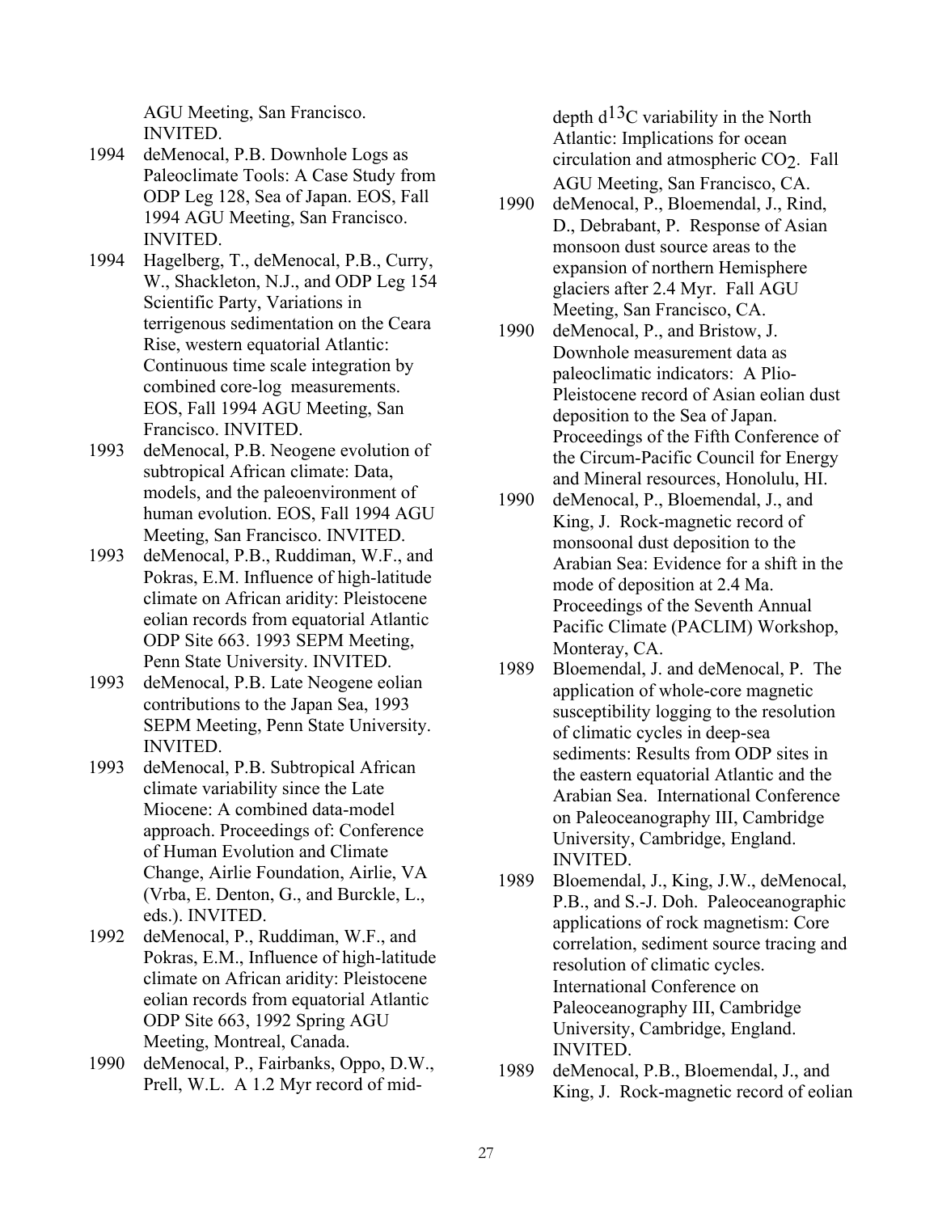AGU Meeting, San Francisco. INVITED.

1994 deMenocal, P.B. Downhole Logs as Paleoclimate Tools: A Case Study from ODP Leg 128, Sea of Japan. EOS, Fall 1994 AGU Meeting, San Francisco. INVITED.

1994 Hagelberg, T., deMenocal, P.B., Curry, W., Shackleton, N.J., and ODP Leg 154 Scientific Party, Variations in terrigenous sedimentation on the Ceara Rise, western equatorial Atlantic: Continuous time scale integration by combined core-log measurements. EOS, Fall 1994 AGU Meeting, San Francisco. INVITED.

1993 deMenocal, P.B. Neogene evolution of subtropical African climate: Data, models, and the paleoenvironment of human evolution. EOS, Fall 1994 AGU Meeting, San Francisco. INVITED.

1993 deMenocal, P.B., Ruddiman, W.F., and Pokras, E.M. Influence of high-latitude climate on African aridity: Pleistocene eolian records from equatorial Atlantic ODP Site 663. 1993 SEPM Meeting, Penn State University. INVITED.

1993 deMenocal, P.B. Late Neogene eolian contributions to the Japan Sea, 1993 SEPM Meeting, Penn State University. INVITED.

1993 deMenocal, P.B. Subtropical African climate variability since the Late Miocene: A combined data-model approach. Proceedings of: Conference of Human Evolution and Climate Change, Airlie Foundation, Airlie, VA (Vrba, E. Denton, G., and Burckle, L., eds.). INVITED.

1992 deMenocal, P., Ruddiman, W.F., and Pokras, E.M., Influence of high-latitude climate on African aridity: Pleistocene eolian records from equatorial Atlantic ODP Site 663, 1992 Spring AGU Meeting, Montreal, Canada.

1990 deMenocal, P., Fairbanks, Oppo, D.W., Prell, W.L. A 1.2 Myr record of mid-depth d$^{13}$C variability in the North Atlantic: Implications for ocean circulation and atmospheric $CO_2$. Fall AGU Meeting, San Francisco, CA.

1990 deMenocal, P., Bloemendal, J., Rind, D., Debrabant, P. Response of Asian monsoon dust source areas to the expansion of northern Hemisphere glaciers after 2.4 Myr. Fall AGU Meeting, San Francisco, CA.

1990 deMenocal, P., and Bristow, J. Downhole measurement data as paleoclimatic indicators: A Plio-Pleistocene record of Asian eolian dust deposition to the Sea of Japan. Proceedings of the Fifth Conference of the Circum-Pacific Council for Energy and Mineral resources, Honolulu, HI.

1990 deMenocal, P., Bloemendal, J., and King, J. Rock-magnetic record of monsoonal dust deposition to the Arabian Sea: Evidence for a shift in the mode of deposition at 2.4 Ma. Proceedings of the Seventh Annual Pacific Climate (PACLIM) Workshop, Monteray, CA.

1989 Bloemendal, J. and deMenocal, P. The application of whole-core magnetic susceptibility logging to the resolution of climatic cycles in deep-sea sediments: Results from ODP sites in the eastern equatorial Atlantic and the Arabian Sea. International Conference on Paleoceanography III, Cambridge University, Cambridge, England. INVITED.

1989 Bloemendal, J., King, J.W., deMenocal, P.B., and S.-J. Doh. Paleoceanographic applications of rock magnetism: Core correlation, sediment source tracing and resolution of climatic cycles. International Conference on Paleoceanography III, Cambridge University, Cambridge, England. INVITED.

1989 deMenocal, P.B., Bloemendal, J., and King, J. Rock-magnetic record of eolian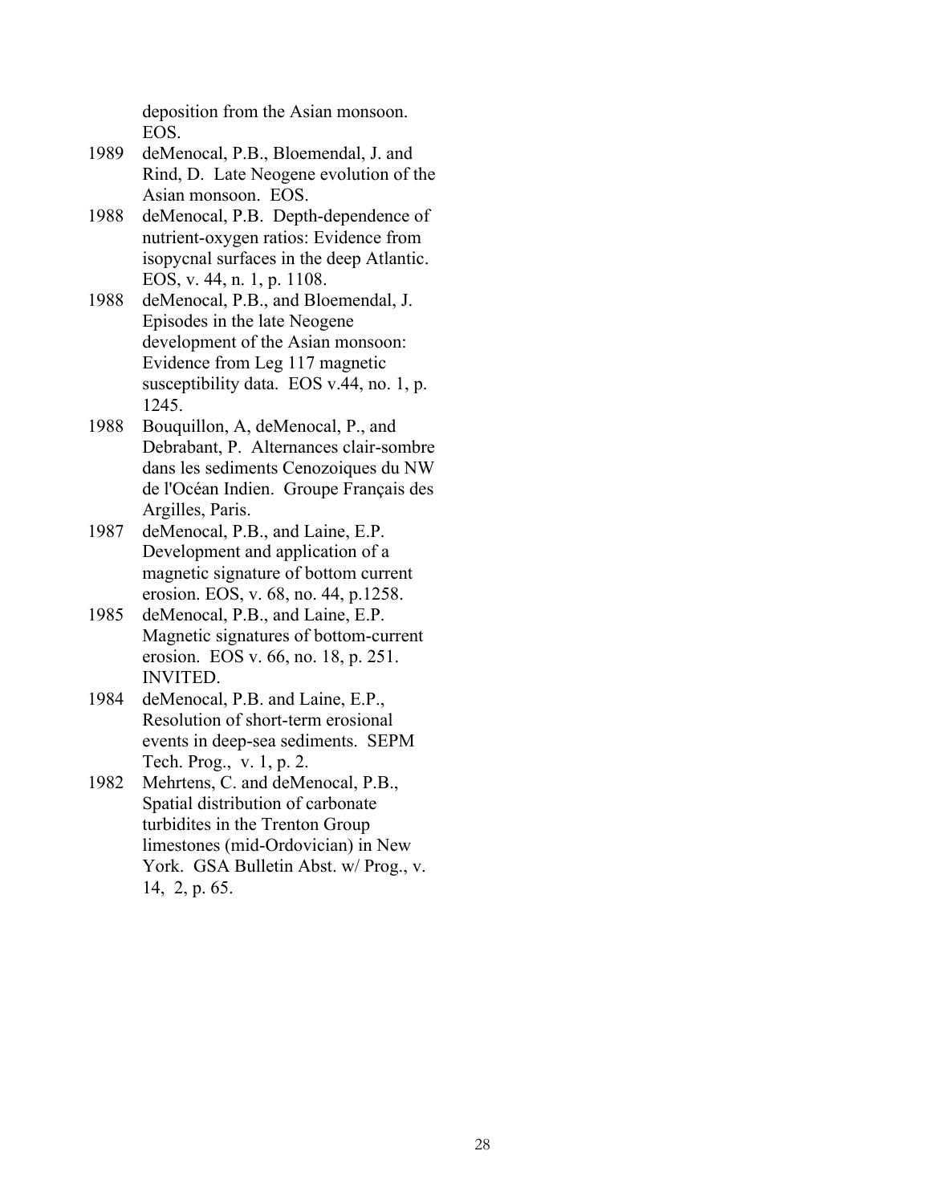deposition from the Asian monsoon. EOS.

1989 deMenocal, P.B., Bloemendal, J. and Rind, D. Late Neogene evolution of the Asian monsoon. EOS.

1988 deMenocal, P.B. Depth-dependence of nutrient-oxygen ratios: Evidence from isopycnal surfaces in the deep Atlantic. EOS, v. 44, n. 1, p. 1108.

1988 deMenocal, P.B., and Bloemendal, J. Episodes in the late Neogene development of the Asian monsoon: Evidence from Leg 117 magnetic susceptibility data. EOS v.44, no. 1, p. 1245.

1988 Bouquillon, A, deMenocal, P., and Debrabant, P. Alternances clair-sombre dans les sediments Cenozoiques du NW de l'Océan Indien. Groupe Français des Argilles, Paris.

1987 deMenocal, P.B., and Laine, E.P. Development and application of a magnetic signature of bottom current erosion. EOS, v. 68, no. 44, p.1258.

1985 deMenocal, P.B., and Laine, E.P. Magnetic signatures of bottom-current erosion. EOS v. 66, no. 18, p. 251. INVITED.

1984 deMenocal, P.B. and Laine, E.P., Resolution of short-term erosional events in deep-sea sediments. SEPM Tech. Prog., v. 1, p. 2.

1982 Mehrtens, C. and deMenocal, P.B., Spatial distribution of carbonate turbidites in the Trenton Group limestones (mid-Ordovician) in New York. GSA Bulletin Abst. w/ Prog., v. 14, 2, p. 65.